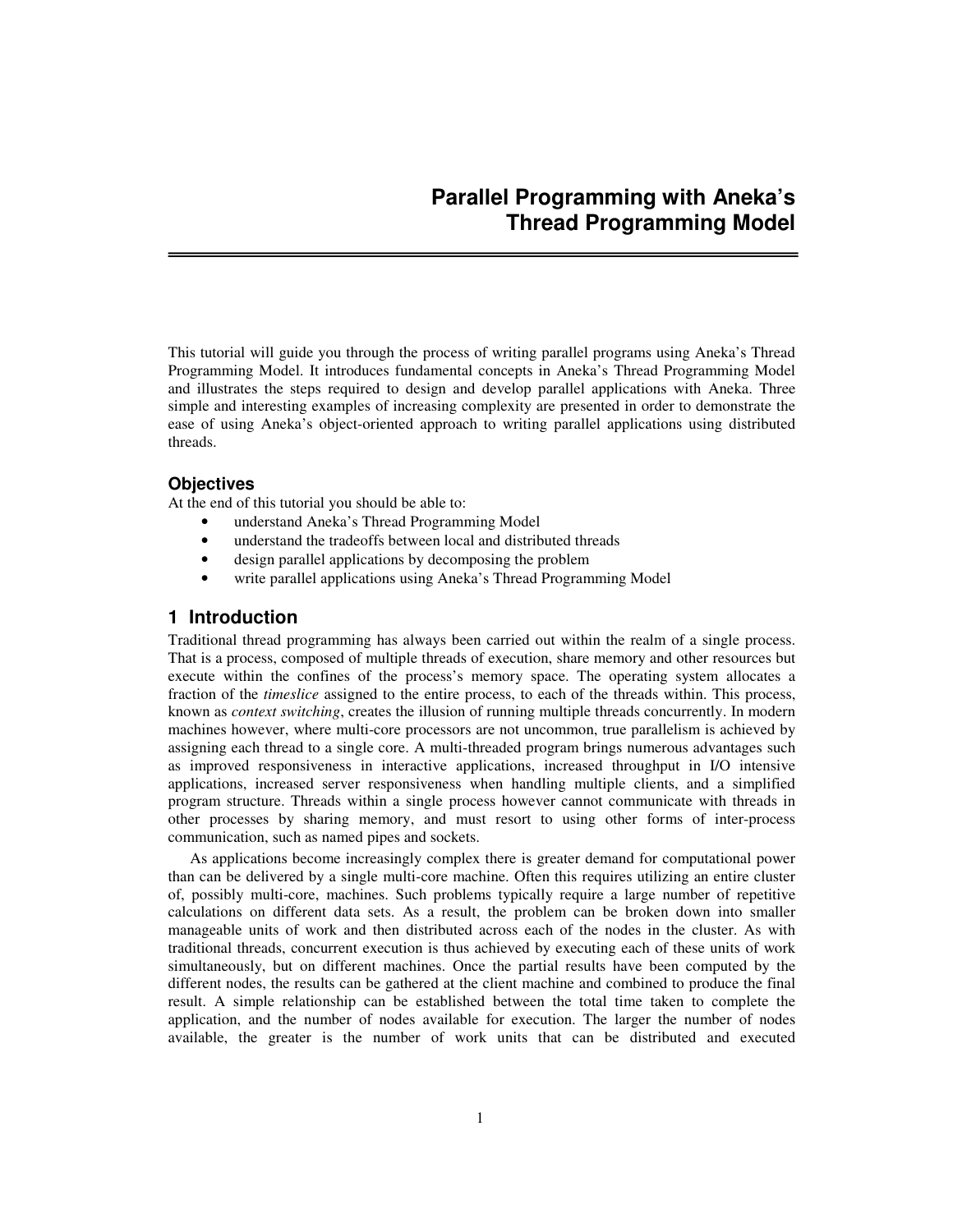# Parallel Programming with Aneka's Thread Programming Model

This tutorial will guide you through the process of writing parallel programs using Aneka's Thread Programming Model. It introduces fundamental concepts in Aneka's Thread Programming Model and illustrates the steps required to design and develop parallel applications with Aneka. Three simple and interesting examples of increasing complexity are presented in order to demonstrate the ease of using Aneka's object-oriented approach to writing parallel applications using distributed threads.

### Objectives

At the end of this tutorial you should be able to:

- understand Aneka's Thread Programming Model
- understand the tradeoffs between local and distributed threads
- design parallel applications by decomposing the problem
- write parallel applications using Aneka's Thread Programming Model

## 1 Introduction

Traditional thread programming has always been carried out within the realm of a single process. That is a process, composed of multiple threads of execution, share memory and other resources but execute within the confines of the process's memory space. The operating system allocates a fraction of the *timeslice* assigned to the entire process, to each of the threads within. This process, known as *context switching*, creates the illusion of running multiple threads concurrently. In modern machines however, where multi-core processors are not uncommon, true parallelism is achieved by assigning each thread to a single core. A multi-threaded program brings numerous advantages such as improved responsiveness in interactive applications, increased throughput in I/O intensive applications, increased server responsiveness when handling multiple clients, and a simplified program structure. Threads within a single process however cannot communicate with threads in other processes by sharing memory, and must resort to using other forms of inter-process communication, such as named pipes and sockets.

As applications become increasingly complex there is greater demand for computational power than can be delivered by a single multi-core machine. Often this requires utilizing an entire cluster of, possibly multi-core, machines. Such problems typically require a large number of repetitive calculations on different data sets. As a result, the problem can be broken down into smaller manageable units of work and then distributed across each of the nodes in the cluster. As with traditional threads, concurrent execution is thus achieved by executing each of these units of work simultaneously, but on different machines. Once the partial results have been computed by the different nodes, the results can be gathered at the client machine and combined to produce the final result. A simple relationship can be established between the total time taken to complete the application, and the number of nodes available for execution. The larger the number of nodes available, the greater is the number of work units that can be distributed and executed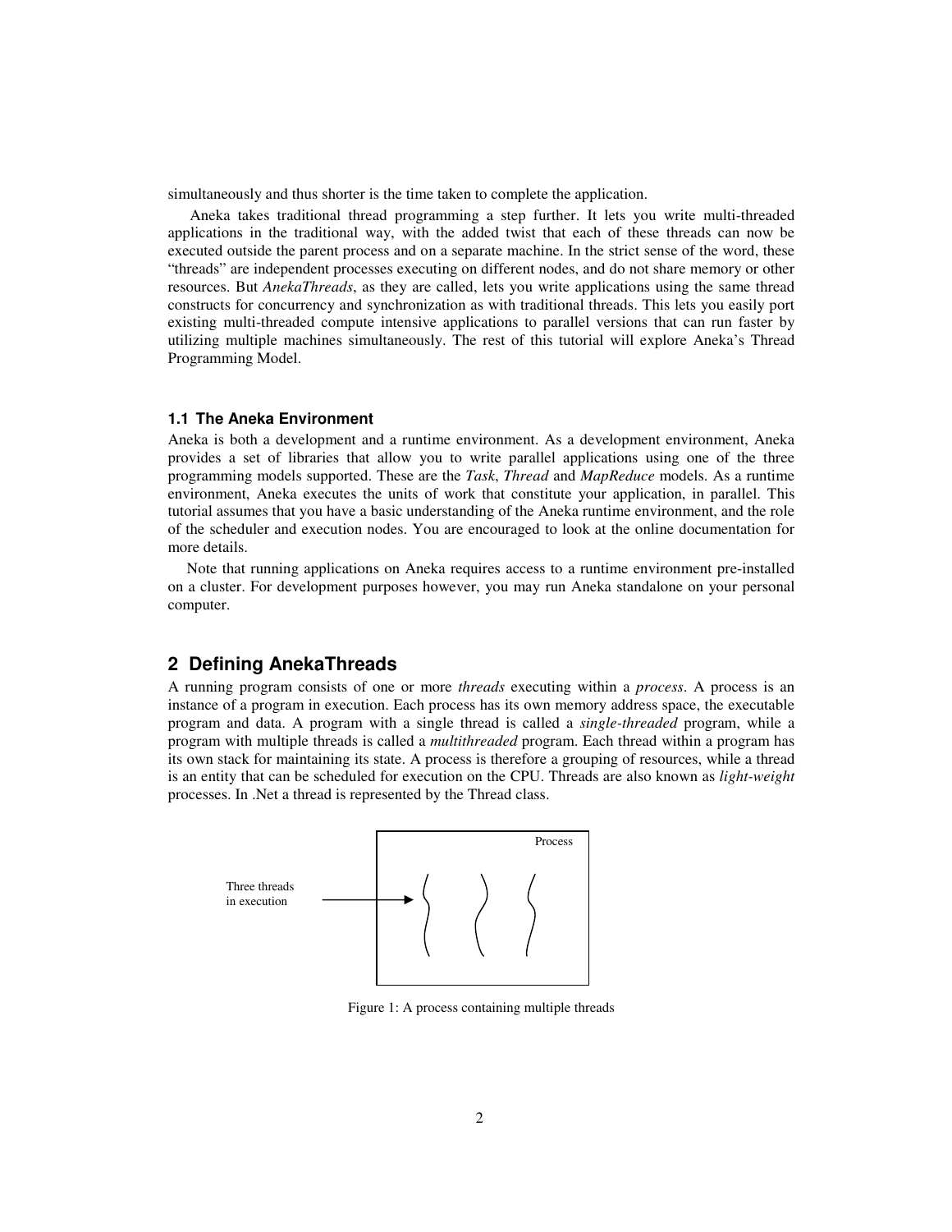simultaneously and thus shorter is the time taken to complete the application.

Aneka takes traditional thread programming a step further. It lets you write multi-threaded applications in the traditional way, with the added twist that each of these threads can now be executed outside the parent process and on a separate machine. In the strict sense of the word, these "threads" are independent processes executing on different nodes, and do not share memory or other resources. But *AnekaThreads*, as they are called, lets you write applications using the same thread constructs for concurrency and synchronization as with traditional threads. This lets you easily port existing multi-threaded compute intensive applications to parallel versions that can run faster by utilizing multiple machines simultaneously. The rest of this tutorial will explore Aneka's Thread Programming Model.

### 1.1 The Aneka Environment

Aneka is both a development and a runtime environment. As a development environment, Aneka provides a set of libraries that allow you to write parallel applications using one of the three programming models supported. These are the *Task*, *Thread* and *MapReduce* models. As a runtime environment, Aneka executes the units of work that constitute your application, in parallel. This tutorial assumes that you have a basic understanding of the Aneka runtime environment, and the role of the scheduler and execution nodes. You are encouraged to look at the online documentation for more details.

Note that running applications on Aneka requires access to a runtime environment pre-installed on a cluster. For development purposes however, you may run Aneka standalone on your personal computer.

## 2 Defining AnekaThreads

A running program consists of one or more *threads* executing within a *process*. A process is an instance of a program in execution. Each process has its own memory address space, the executable program and data. A program with a single thread is called a *single-threaded* program, while a program with multiple threads is called a *multithreaded* program. Each thread within a program has its own stack for maintaining its state. A process is therefore a grouping of resources, while a thread is an entity that can be scheduled for execution on the CPU. Threads are also known as *light-weight* processes. In .Net a thread is represented by the Thread class.

Process

Three threads in execution

Figure 1: A process containing multiple threads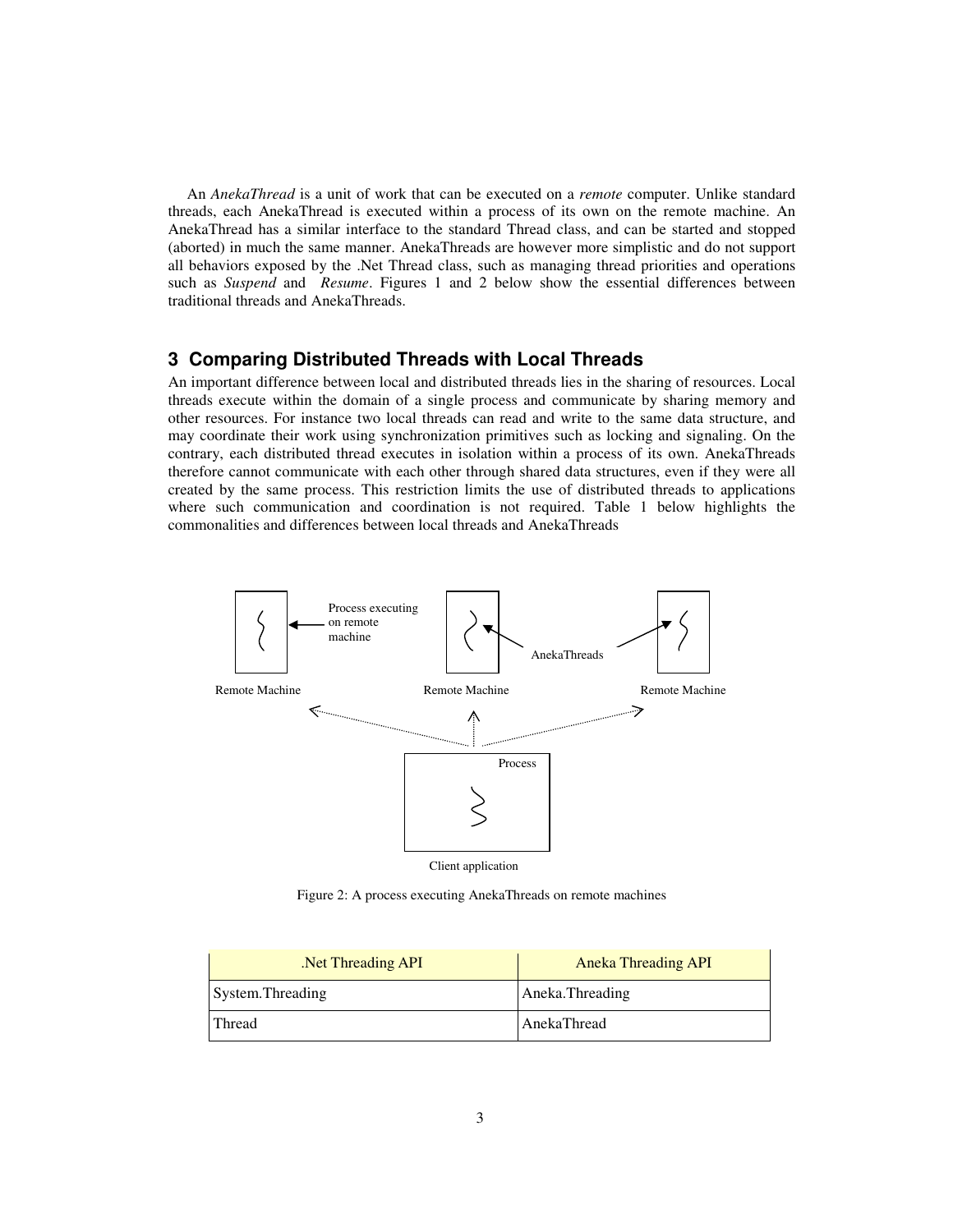An *AnekaThread* is a unit of work that can be executed on a *remote* computer. Unlike standard threads, each AnekaThread is executed within a process of its own on the remote machine. An AnekaThread has a similar interface to the standard Thread class, and can be started and stopped (aborted) in much the same manner. AnekaThreads are however more simplistic and do not support all behaviors exposed by the .Net Thread class, such as managing thread priorities and operations such as *Suspend* and *Resume*. Figures 1 and 2 below show the essential differences between traditional threads and AnekaThreads.

## 3 Comparing Distributed Threads with Local Threads

An important difference between local and distributed threads lies in the sharing of resources. Local threads execute within the domain of a single process and communicate by sharing memory and other resources. For instance two local threads can read and write to the same data structure, and may coordinate their work using synchronization primitives such as locking and signaling. On the contrary, each distributed thread executes in isolation within a process of its own. AnekaThreads therefore cannot communicate with each other through shared data structures, even if they were all created by the same process. This restriction limits the use of distributed threads to applications where such communication and coordination is not required. Table 1 below highlights the commonalities and differences between local threads and AnekaThreads

Figure 2: A process executing AnekaThreads on remote machines

| .Net Threading API | Aneka Threading API |
| --- | --- |
| System.Threading | Aneka.Threading |
| Thread | AnekaThread |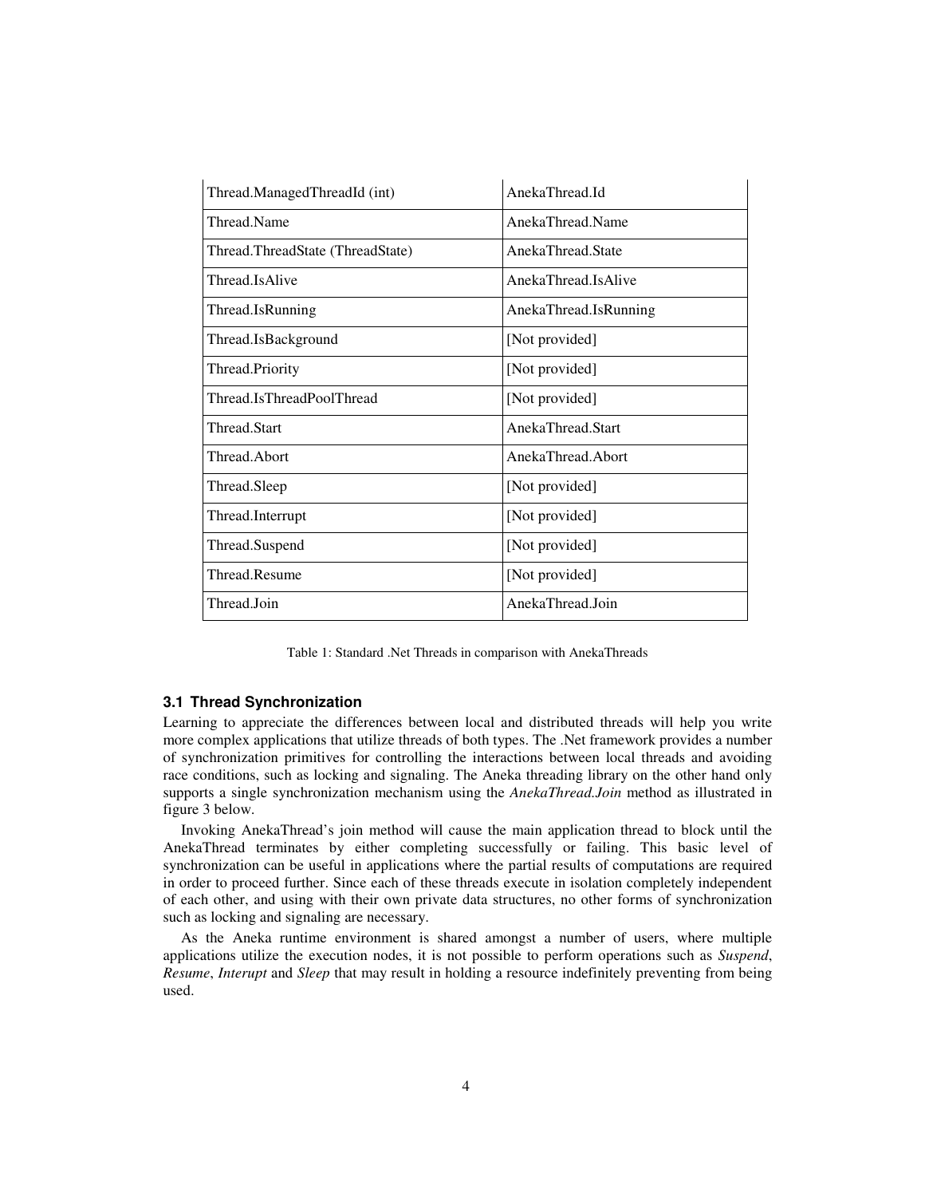| Thread.ManagedThreadId (int) | AnekaThread.Id |
| --- | --- |
| Thread.Name | AnekaThread.Name |
| Thread.ThreadState (ThreadState) | AnekaThread.State |
| Thread.IsAlive | AnekaThread.IsAlive |
| Thread.IsRunning | AnekaThread.IsRunning |
| Thread.IsBackground | [Not provided] |
| Thread.Priority | [Not provided] |
| Thread.IsThreadPoolThread | [Not provided] |
| Thread.Start | AnekaThread.Start |
| Thread.Abort | AnekaThread.Abort |
| Thread.Sleep | [Not provided] |
| Thread.Interrupt | [Not provided] |
| Thread.Suspend | [Not provided] |
| Thread.Resume | [Not provided] |
| Thread.Join | AnekaThread.Join |

Table 1: Standard .Net Threads in comparison with AnekaThreads

### 3.1 Thread Synchronization

Learning to appreciate the differences between local and distributed threads will help you write more complex applications that utilize threads of both types. The .Net framework provides a number of synchronization primitives for controlling the interactions between local threads and avoiding race conditions, such as locking and signaling. The Aneka threading library on the other hand only supports a single synchronization mechanism using the *AnekaThread.Join* method as illustrated in figure 3 below.

Invoking AnekaThread's join method will cause the main application thread to block until the AnekaThread terminates by either completing successfully or failing. This basic level of synchronization can be useful in applications where the partial results of computations are required in order to proceed further. Since each of these threads execute in isolation completely independent of each other, and using with their own private data structures, no other forms of synchronization such as locking and signaling are necessary.

As the Aneka runtime environment is shared amongst a number of users, where multiple applications utilize the execution nodes, it is not possible to perform operations such as *Suspend*, *Resume*, *Interupt* and *Sleep* that may result in holding a resource indefinitely preventing from being used.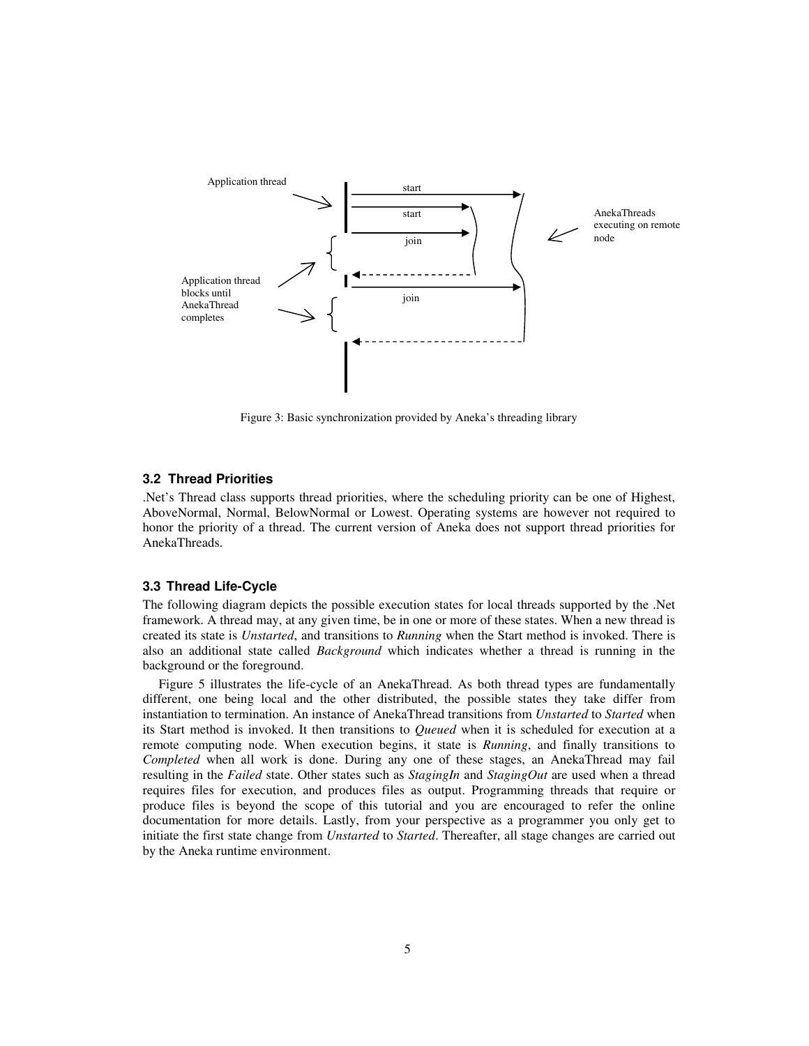Application thread

start

start

join

join

AnekaThreads executing on remote node

Application thread blocks until AnekaThread completes

Figure 3: Basic synchronization provided by Aneka's threading library

### 3.2 Thread Priorities

.Net's Thread class supports thread priorities, where the scheduling priority can be one of Highest, AboveNormal, Normal, BelowNormal or Lowest. Operating systems are however not required to honor the priority of a thread. The current version of Aneka does not support thread priorities for AnekaThreads.

### 3.3 Thread Life-Cycle

The following diagram depicts the possible execution states for local threads supported by the .Net framework. A thread may, at any given time, be in one or more of these states. When a new thread is created its state is *Unstarted*, and transitions to *Running* when the Start method is invoked. There is also an additional state called *Background* which indicates whether a thread is running in the background or the foreground.

Figure 5 illustrates the life-cycle of an AnekaThread. As both thread types are fundamentally different, one being local and the other distributed, the possible states they take differ from instantiation to termination. An instance of AnekaThread transitions from *Unstarted* to *Started* when its Start method is invoked. It then transitions to *Queued* when it is scheduled for execution at a remote computing node. When execution begins, it state is *Running*, and finally transitions to *Completed* when all work is done. During any one of these stages, an AnekaThread may fail resulting in the *Failed* state. Other states such as *StagingIn* and *StagingOut* are used when a thread requires files for execution, and produces files as output. Programming threads that require or produce files is beyond the scope of this tutorial and you are encouraged to refer the online documentation for more details. Lastly, from your perspective as a programmer you only get to initiate the first state change from *Unstarted* to *Started*. Thereafter, all stage changes are carried out by the Aneka runtime environment.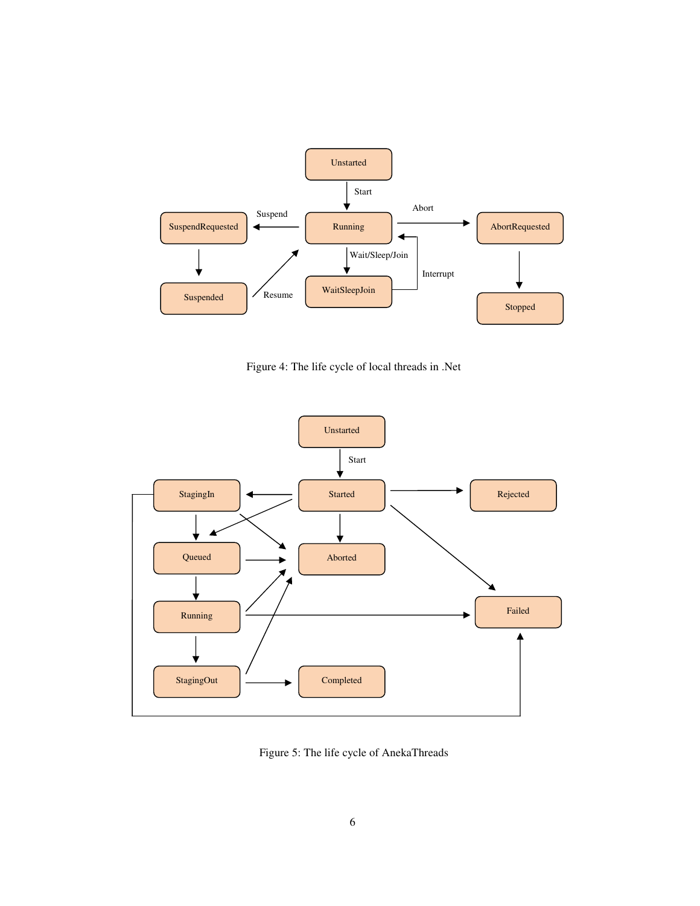Figure 4: The life cycle of local threads in .Net

Figure 5: The life cycle of AnekaThreads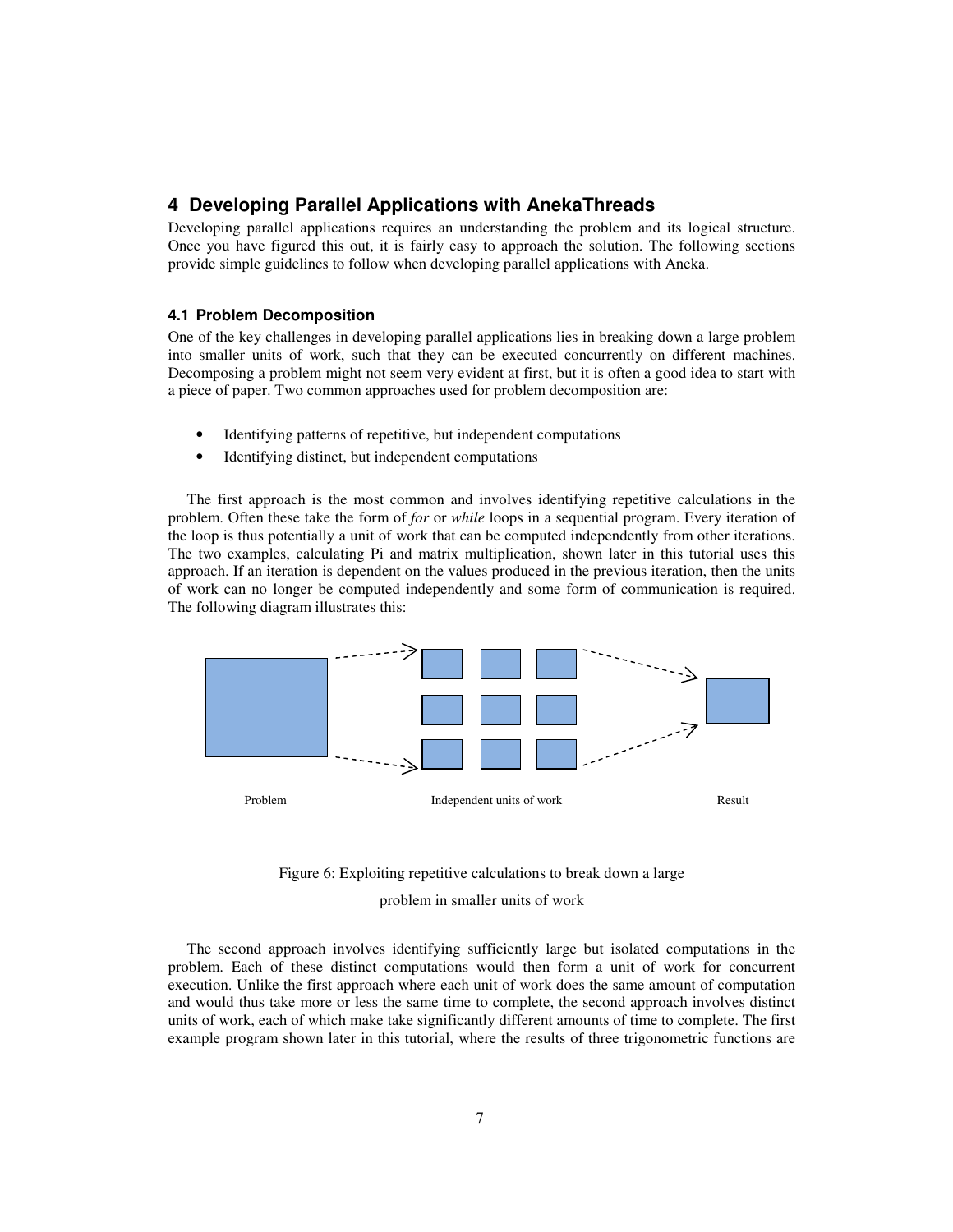## 4 Developing Parallel Applications with AnekaThreads

Developing parallel applications requires an understanding the problem and its logical structure. Once you have figured this out, it is fairly easy to approach the solution. The following sections provide simple guidelines to follow when developing parallel applications with Aneka.

### 4.1 Problem Decomposition

One of the key challenges in developing parallel applications lies in breaking down a large problem into smaller units of work, such that they can be executed concurrently on different machines. Decomposing a problem might not seem very evident at first, but it is often a good idea to start with a piece of paper. Two common approaches used for problem decomposition are:

- Identifying patterns of repetitive, but independent computations
- Identifying distinct, but independent computations

The first approach is the most common and involves identifying repetitive calculations in the problem. Often these take the form of *for* or *while* loops in a sequential program. Every iteration of the loop is thus potentially a unit of work that can be computed independently from other iterations. The two examples, calculating Pi and matrix multiplication, shown later in this tutorial uses this approach. If an iteration is dependent on the values produced in the previous iteration, then the units of work can no longer be computed independently and some form of communication is required. The following diagram illustrates this:

Problem | Independent units of work | Result

Figure 6: Exploiting repetitive calculations to break down a large problem in smaller units of work

The second approach involves identifying sufficiently large but isolated computations in the problem. Each of these distinct computations would then form a unit of work for concurrent execution. Unlike the first approach where each unit of work does the same amount of computation and would thus take more or less the same time to complete, the second approach involves distinct units of work, each of which make take significantly different amounts of time to complete. The first example program shown later in this tutorial, where the results of three trigonometric functions are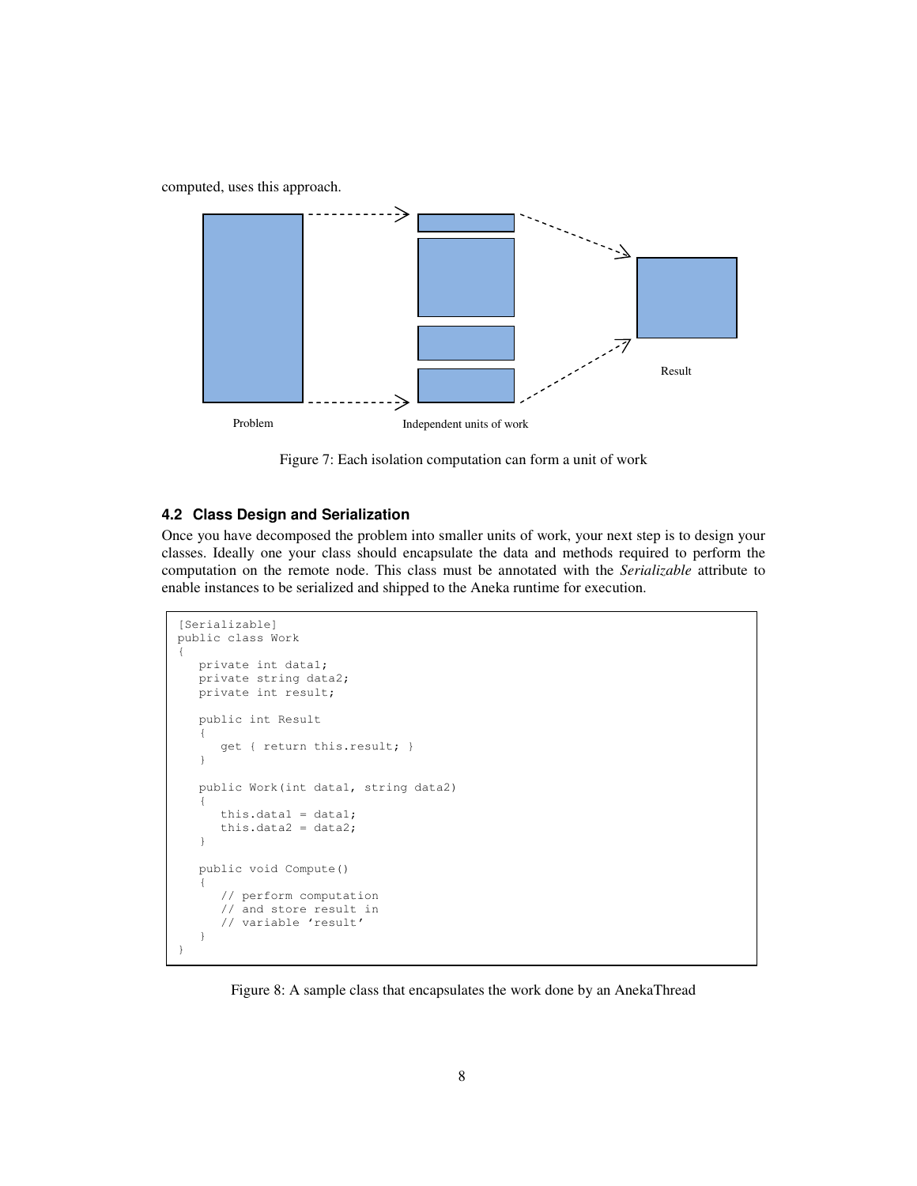computed, uses this approach.

Problem

Independent units of work

Result

Figure 7: Each isolation computation can form a unit of work

### 4.2 Class Design and Serialization

Once you have decomposed the problem into smaller units of work, your next step is to design your classes. Ideally one your class should encapsulate the data and methods required to perform the computation on the remote node. This class must be annotated with the *Serializable* attribute to enable instances to be serialized and shipped to the Aneka runtime for execution.

```
[Serializable]
public class Work
{
   private int data1;
   private string data2;
   private int result;

   public int Result
   {
      get { return this.result; }
   }

   public Work(int data1, string data2)
   {
      this.data1 = data1;
      this.data2 = data2;
   }

   public void Compute()
   {
      // perform computation
      // and store result in
      // variable 'result'
   }
}
```

Figure 8: A sample class that encapsulates the work done by an AnekaThread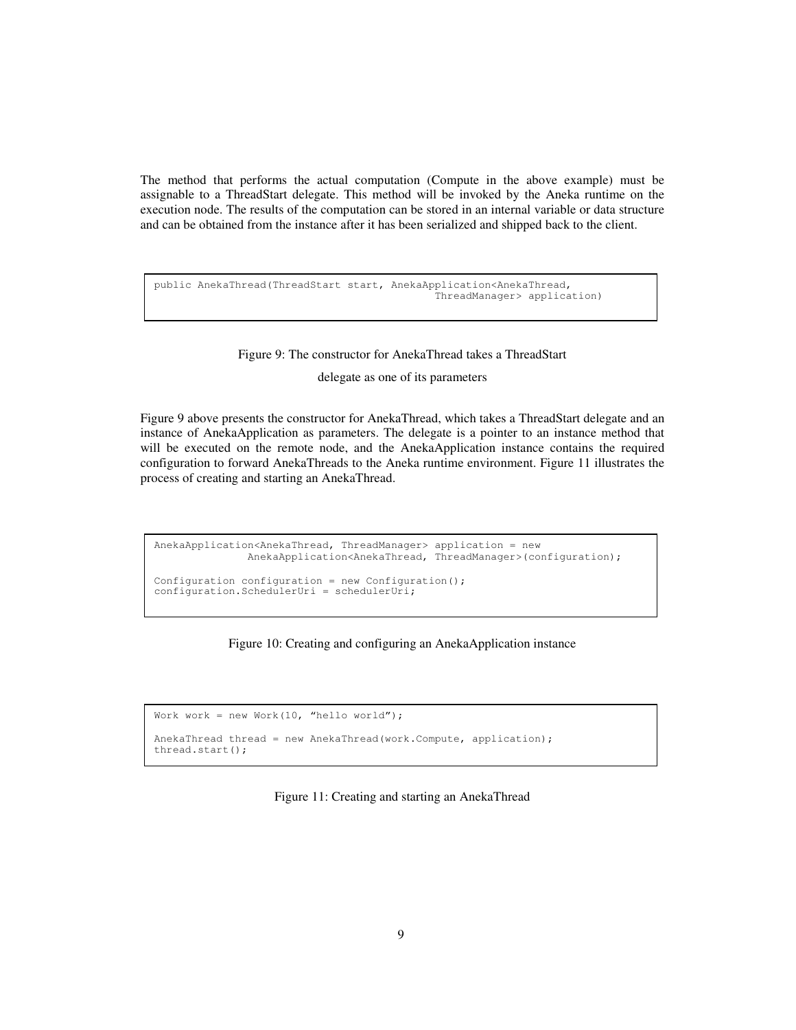The method that performs the actual computation (Compute in the above example) must be assignable to a ThreadStart delegate. This method will be invoked by the Aneka runtime on the execution node. The results of the computation can be stored in an internal variable or data structure and can be obtained from the instance after it has been serialized and shipped back to the client.

```
public AnekaThread(ThreadStart start, AnekaApplication<AnekaThread,
                                              ThreadManager> application)
```

Figure 9: The constructor for AnekaThread takes a ThreadStart delegate as one of its parameters

Figure 9 above presents the constructor for AnekaThread, which takes a ThreadStart delegate and an instance of AnekaApplication as parameters. The delegate is a pointer to an instance method that will be executed on the remote node, and the AnekaApplication instance contains the required configuration to forward AnekaThreads to the Aneka runtime environment. Figure 11 illustrates the process of creating and starting an AnekaThread.

```
AnekaApplication<AnekaThread, ThreadManager> application = new
              AnekaApplication<AnekaThread, ThreadManager>(configuration);

Configuration configuration = new Configuration();
configuration.SchedulerUri = schedulerUri;
```

Figure 10: Creating and configuring an AnekaApplication instance

```
Work work = new Work(10, "hello world");

AnekaThread thread = new AnekaThread(work.Compute, application);
thread.start();
```

Figure 11: Creating and starting an AnekaThread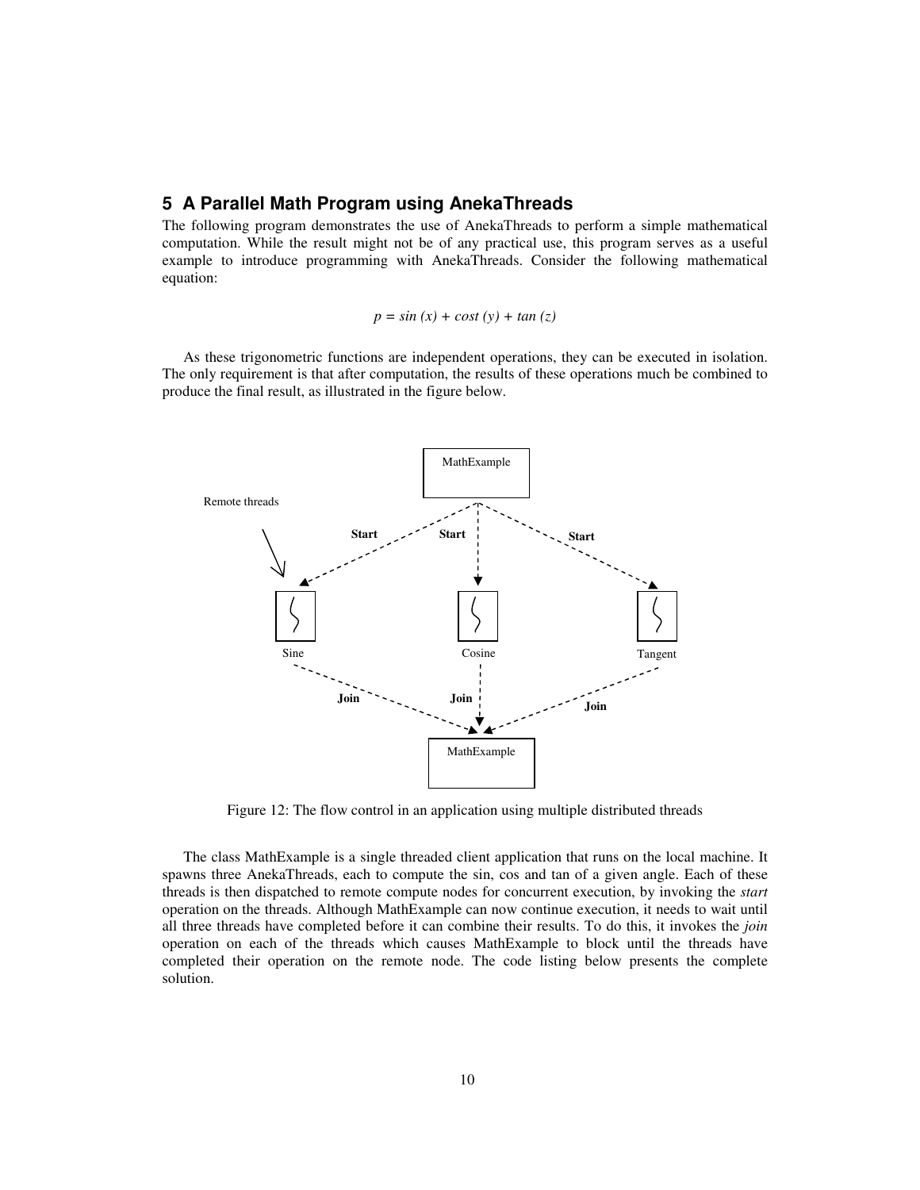## 5 A Parallel Math Program using AnekaThreads

The following program demonstrates the use of AnekaThreads to perform a simple mathematical computation. While the result might not be of any practical use, this program serves as a useful example to introduce programming with AnekaThreads. Consider the following mathematical equation:

$$p = sin\ (x) + cost\ (y) + tan\ (z)$$

As these trigonometric functions are independent operations, they can be executed in isolation. The only requirement is that after computation, the results of these operations much be combined to produce the final result, as illustrated in the figure below.

Figure 12: The flow control in an application using multiple distributed threads

The class MathExample is a single threaded client application that runs on the local machine. It spawns three AnekaThreads, each to compute the sin, cos and tan of a given angle. Each of these threads is then dispatched to remote compute nodes for concurrent execution, by invoking the *start* operation on the threads. Although MathExample can now continue execution, it needs to wait until all three threads have completed before it can combine their results. To do this, it invokes the *join* operation on each of the threads which causes MathExample to block until the threads have completed their operation on the remote node. The code listing below presents the complete solution.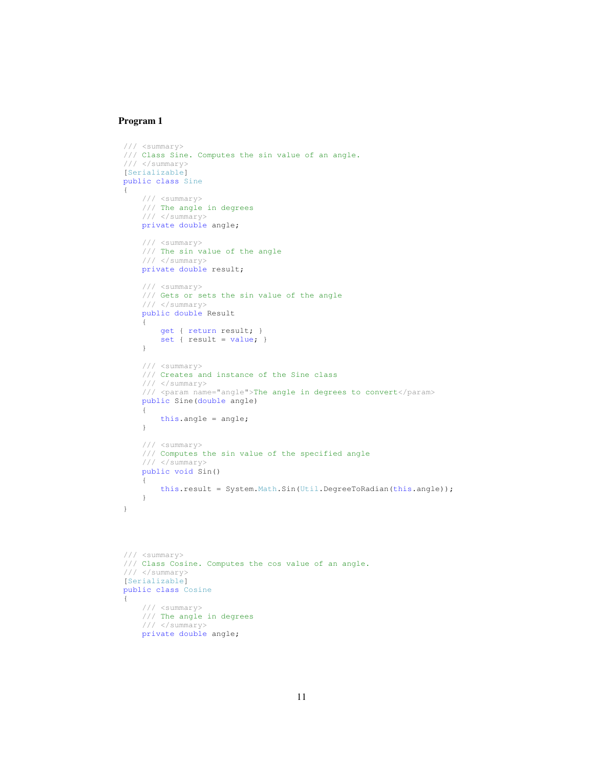**Program 1**

```
/// <summary>
/// Class Sine. Computes the sin value of an angle.
/// </summary>
[Serializable]
public class Sine
{
    /// <summary>
    /// The angle in degrees
    /// </summary>
    private double angle;

    /// <summary>
    /// The sin value of the angle
    /// </summary>
    private double result;

    /// <summary>
    /// Gets or sets the sin value of the angle
    /// </summary>
    public double Result
    {
        get { return result; }
        set { result = value; }
    }

    /// <summary>
    /// Creates and instance of the Sine class
    /// </summary>
    /// <param name="angle">The angle in degrees to convert</param>
    public Sine(double angle)
    {
        this.angle = angle;
    }

    /// <summary>
    /// Computes the sin value of the specified angle
    /// </summary>
    public void Sin()
    {
        this.result = System.Math.Sin(Util.DegreeToRadian(this.angle));
    }
}
```

```
/// <summary>
/// Class Cosine. Computes the cos value of an angle.
/// </summary>
[Serializable]
public class Cosine
{
    /// <summary>
    /// The angle in degrees
    /// </summary>
    private double angle;
```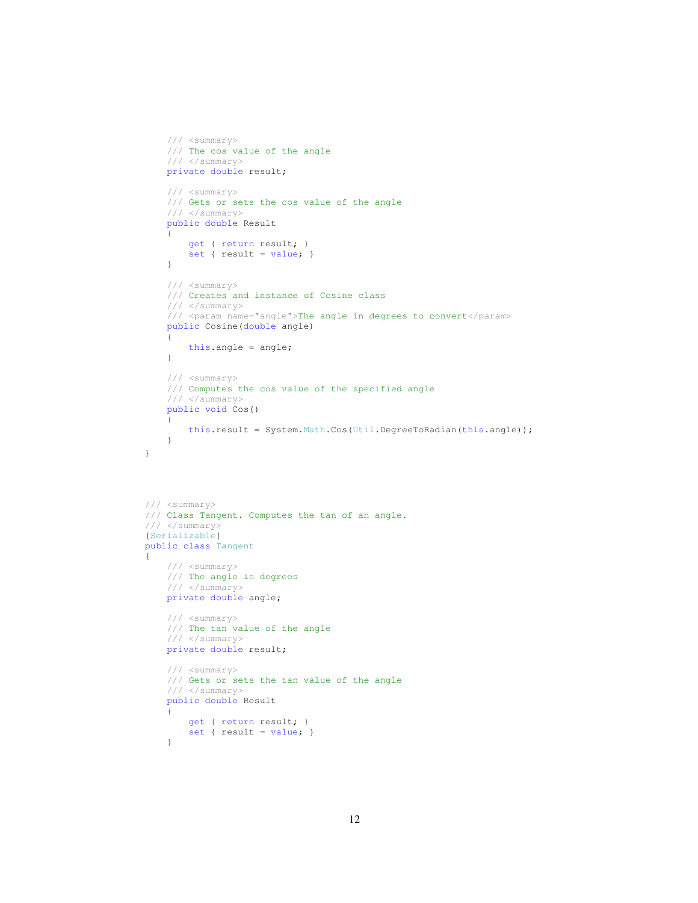```
    /// <summary>
    /// The cos value of the angle
    /// </summary>
    private double result;

    /// <summary>
    /// Gets or sets the cos value of the angle
    /// </summary>
    public double Result
    {
        get { return result; }
        set { result = value; }
    }

    /// <summary>
    /// Creates and instance of Cosine class
    /// </summary>
    /// <param name="angle">The angle in degrees to convert</param>
    public Cosine(double angle)
    {
        this.angle = angle;
    }

    /// <summary>
    /// Computes the cos value of the specified angle
    /// </summary>
    public void Cos()
    {
        this.result = System.Math.Cos(Util.DegreeToRadian(this.angle));
    }
}




/// <summary>
/// Class Tangent. Computes the tan of an angle.
/// </summary>
[Serializable]
public class Tangent
{
    /// <summary>
    /// The angle in degrees
    /// </summary>
    private double angle;

    /// <summary>
    /// The tan value of the angle
    /// </summary>
    private double result;

    /// <summary>
    /// Gets or sets the tan value of the angle
    /// </summary>
    public double Result
    {
        get { return result; }
        set { result = value; }
    }
```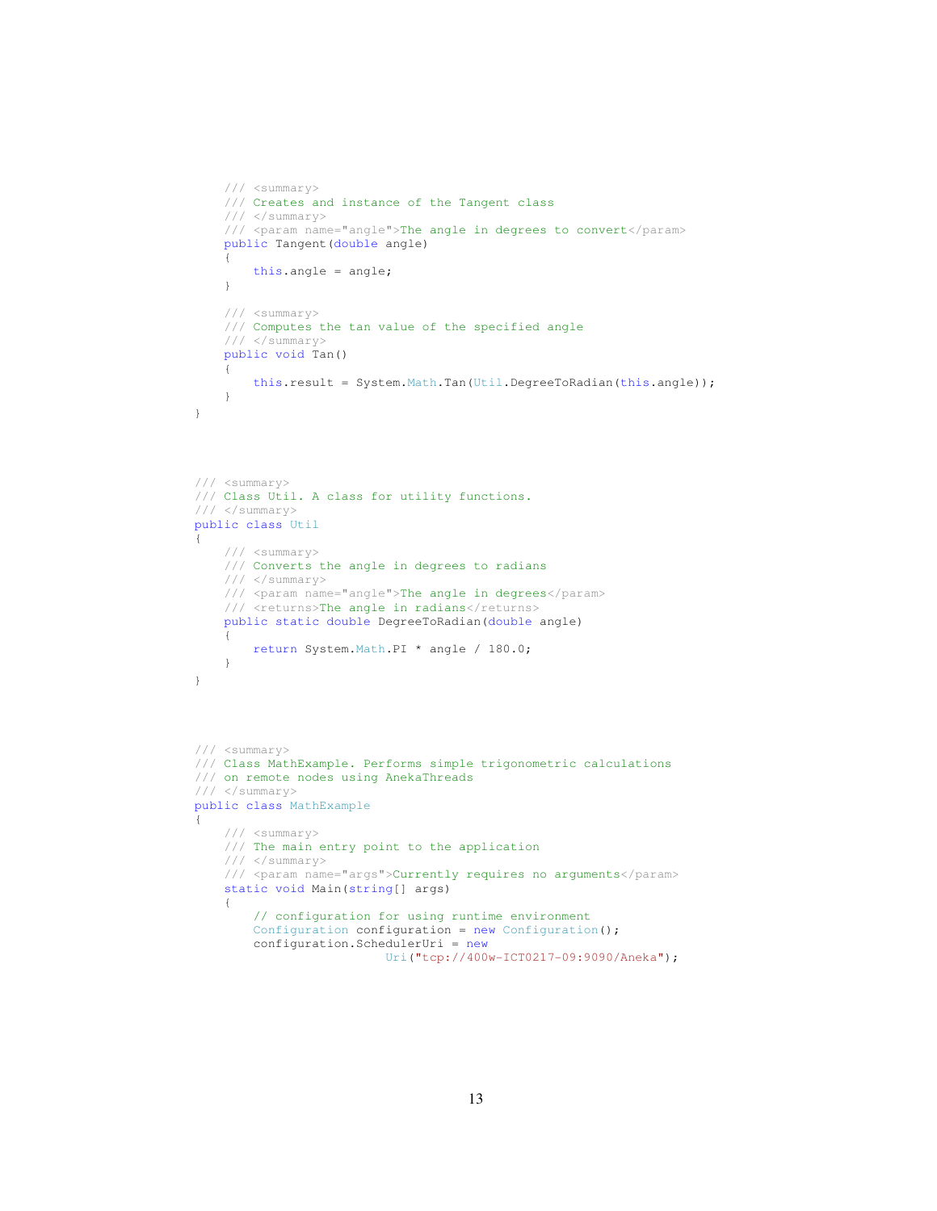```
    /// <summary>
    /// Creates and instance of the Tangent class
    /// </summary>
    /// <param name="angle">The angle in degrees to convert</param>
    public Tangent(double angle)
    {
        this.angle = angle;
    }

    /// <summary>
    /// Computes the tan value of the specified angle
    /// </summary>
    public void Tan()
    {
        this.result = System.Math.Tan(Util.DegreeToRadian(this.angle));
    }
}
```

```
/// <summary>
/// Class Util. A class for utility functions.
/// </summary>
public class Util
{
    /// <summary>
    /// Converts the angle in degrees to radians
    /// </summary>
    /// <param name="angle">The angle in degrees</param>
    /// <returns>The angle in radians</returns>
    public static double DegreeToRadian(double angle)
    {
        return System.Math.PI * angle / 180.0;
    }
}
```

```
/// <summary>
/// Class MathExample. Performs simple trigonometric calculations
/// on remote nodes using AnekaThreads
/// </summary>
public class MathExample
{
    /// <summary>
    /// The main entry point to the application
    /// </summary>
    /// <param name="args">Currently requires no arguments</param>
    static void Main(string[] args)
    {
        // configuration for using runtime environment
        Configuration configuration = new Configuration();
        configuration.SchedulerUri = new
                          Uri("tcp://400w-ICT0217-09:9090/Aneka");
```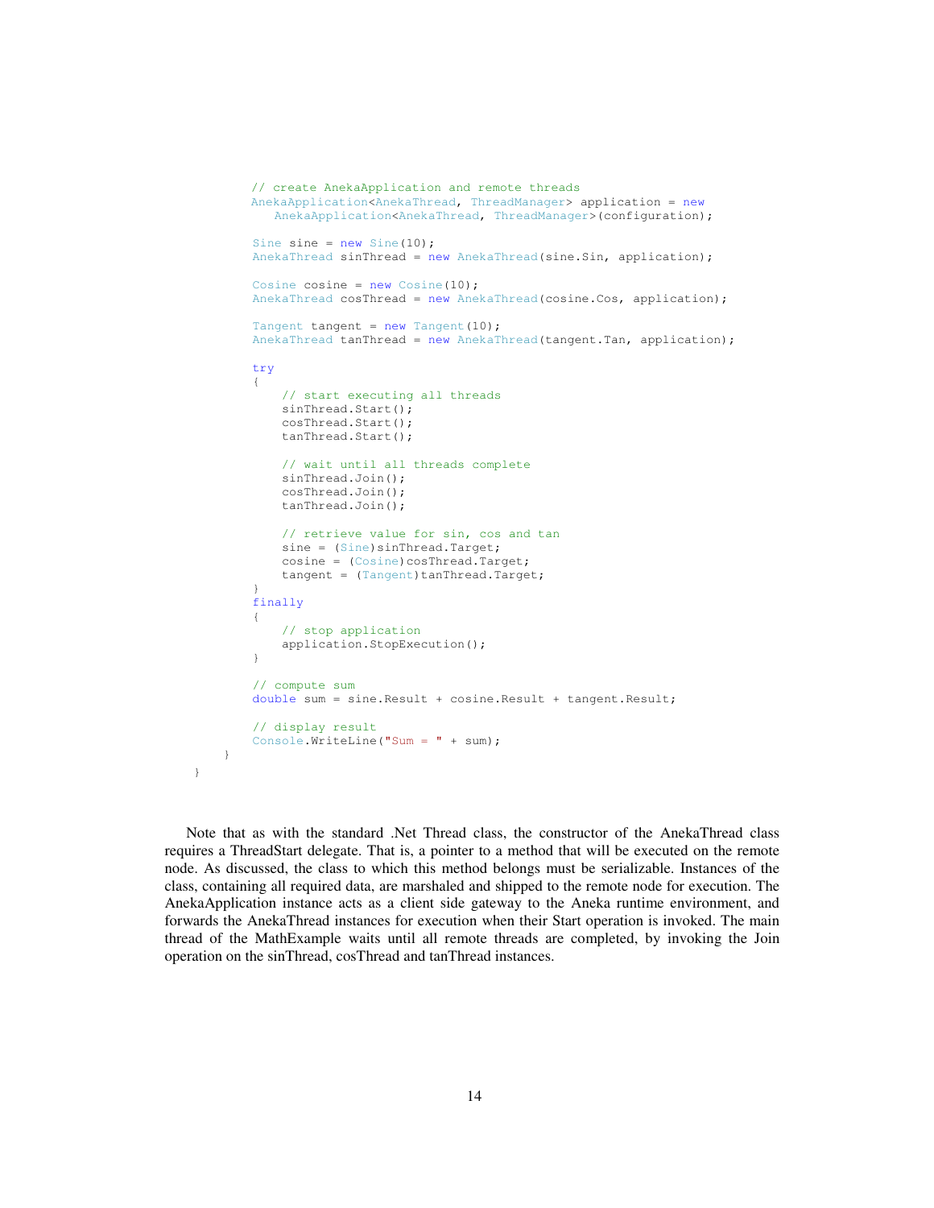```
            // create AnekaApplication and remote threads
            AnekaApplication<AnekaThread, ThreadManager> application = new
               AnekaApplication<AnekaThread, ThreadManager>(configuration);

            Sine sine = new Sine(10);
            AnekaThread sinThread = new AnekaThread(sine.Sin, application);

            Cosine cosine = new Cosine(10);
            AnekaThread cosThread = new AnekaThread(cosine.Cos, application);

            Tangent tangent = new Tangent(10);
            AnekaThread tanThread = new AnekaThread(tangent.Tan, application);

            try
            {
                // start executing all threads
                sinThread.Start();
                cosThread.Start();
                tanThread.Start();

                // wait until all threads complete
                sinThread.Join();
                cosThread.Join();
                tanThread.Join();

                // retrieve value for sin, cos and tan
                sine = (Sine)sinThread.Target;
                cosine = (Cosine)cosThread.Target;
                tangent = (Tangent)tanThread.Target;
            }
            finally
            {
                // stop application
                application.StopExecution();
            }

            // compute sum
            double sum = sine.Result + cosine.Result + tangent.Result;

            // display result
            Console.WriteLine("Sum = " + sum);
        }
    }
```

Note that as with the standard .Net Thread class, the constructor of the AnekaThread class requires a ThreadStart delegate. That is, a pointer to a method that will be executed on the remote node. As discussed, the class to which this method belongs must be serializable. Instances of the class, containing all required data, are marshaled and shipped to the remote node for execution. The AnekaApplication instance acts as a client side gateway to the Aneka runtime environment, and forwards the AnekaThread instances for execution when their Start operation is invoked. The main thread of the MathExample waits until all remote threads are completed, by invoking the Join operation on the sinThread, cosThread and tanThread instances.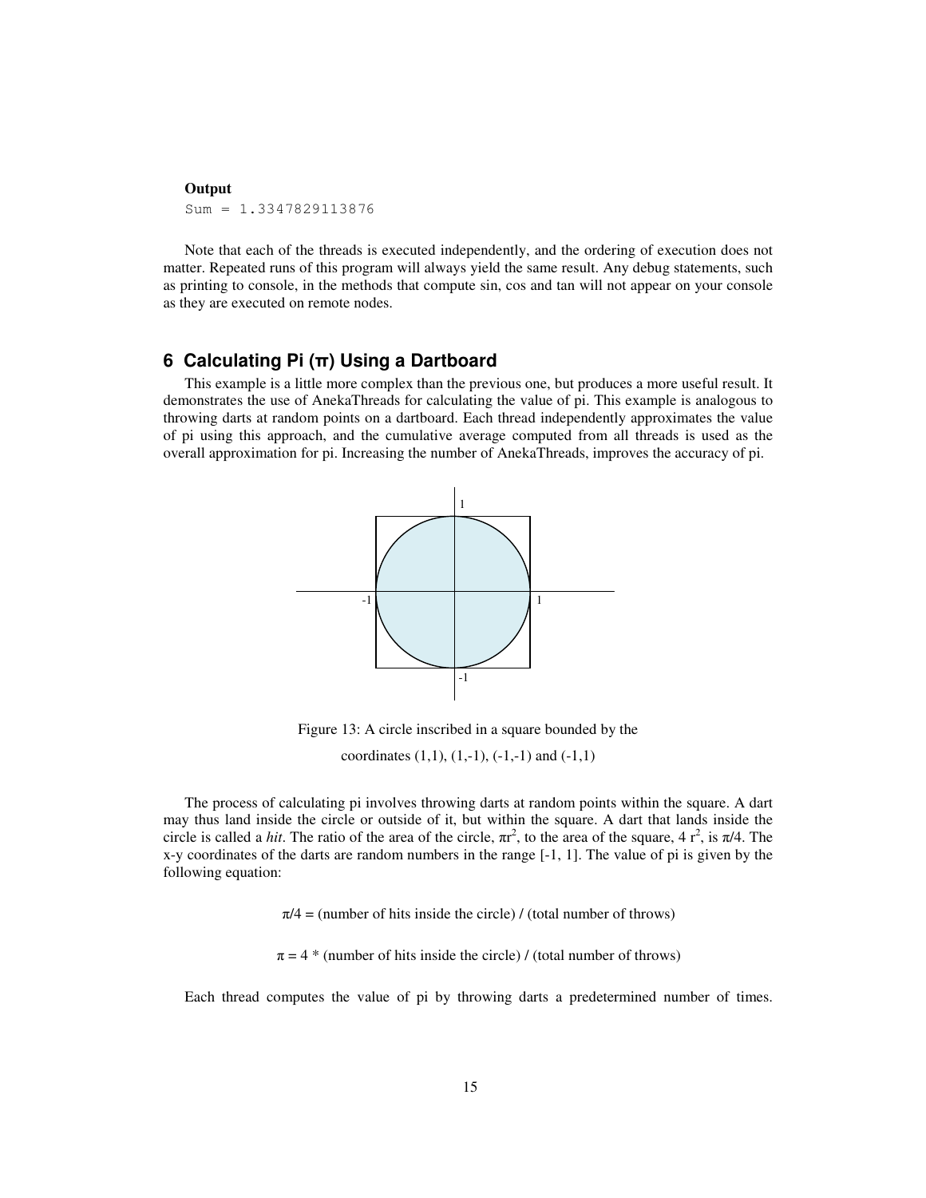**Output**

```
Sum = 1.3347829113876
```

Note that each of the threads is executed independently, and the ordering of execution does not matter. Repeated runs of this program will always yield the same result. Any debug statements, such as printing to console, in the methods that compute sin, cos and tan will not appear on your console as they are executed on remote nodes.

## 6 Calculating Pi (π) Using a Dartboard

This example is a little more complex than the previous one, but produces a more useful result. It demonstrates the use of AnekaThreads for calculating the value of pi. This example is analogous to throwing darts at random points on a dartboard. Each thread independently approximates the value of pi using this approach, and the cumulative average computed from all threads is used as the overall approximation for pi. Increasing the number of AnekaThreads, improves the accuracy of pi.

Figure 13: A circle inscribed in a square bounded by the coordinates (1,1), (1,-1), (-1,-1) and (-1,1)

The process of calculating pi involves throwing darts at random points within the square. A dart may thus land inside the circle or outside of it, but within the square. A dart that lands inside the circle is called a *hit*. The ratio of the area of the circle, $\pi r^2$, to the area of the square, $4 r^2$, is $\pi/4$. The x-y coordinates of the darts are random numbers in the range [-1, 1]. The value of pi is given by the following equation:

$$\pi/4 = \text{(number of hits inside the circle) / (total number of throws)}$$

$$\pi = 4 * \text{(number of hits inside the circle) / (total number of throws)}$$

Each thread computes the value of pi by throwing darts a predetermined number of times.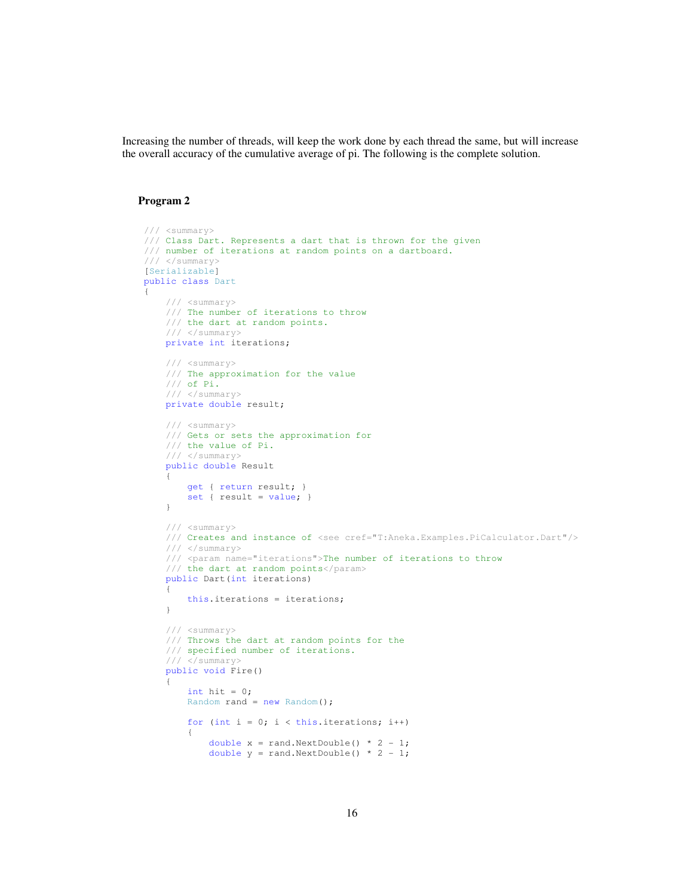Increasing the number of threads, will keep the work done by each thread the same, but will increase the overall accuracy of the cumulative average of pi. The following is the complete solution.

**Program 2**

```
/// <summary>
/// Class Dart. Represents a dart that is thrown for the given
/// number of iterations at random points on a dartboard.
/// </summary>
[Serializable]
public class Dart
{
    /// <summary>
    /// The number of iterations to throw
    /// the dart at random points.
    /// </summary>
    private int iterations;

    /// <summary>
    /// The approximation for the value
    /// of Pi.
    /// </summary>
    private double result;

    /// <summary>
    /// Gets or sets the approximation for
    /// the value of Pi.
    /// </summary>
    public double Result
    {
        get { return result; }
        set { result = value; }
    }

    /// <summary>
    /// Creates and instance of <see cref="T:Aneka.Examples.PiCalculator.Dart"/>
    /// </summary>
    /// <param name="iterations">The number of iterations to throw
    /// the dart at random points</param>
    public Dart(int iterations)
    {
        this.iterations = iterations;
    }

    /// <summary>
    /// Throws the dart at random points for the
    /// specified number of iterations.
    /// </summary>
    public void Fire()
    {
        int hit = 0;
        Random rand = new Random();

        for (int i = 0; i < this.iterations; i++)
        {
            double x = rand.NextDouble() * 2 - 1;
            double y = rand.NextDouble() * 2 - 1;
```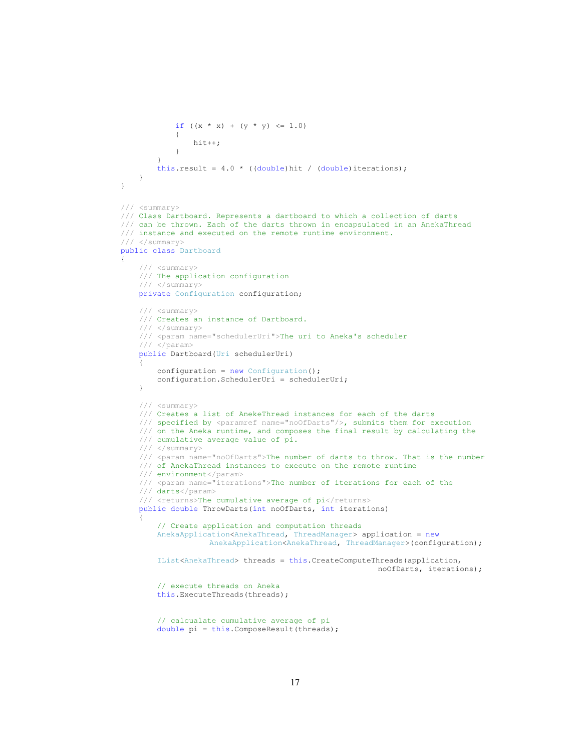```
            if ((x * x) + (y * y) <= 1.0)
            {
                hit++;
            }
        }
        this.result = 4.0 * ((double)hit / (double)iterations);
    }
}


/// <summary>
/// Class Dartboard. Represents a dartboard to which a collection of darts
/// can be thrown. Each of the darts thrown in encapsulated in an AnekaThread
/// instance and executed on the remote runtime environment.
/// </summary>
public class Dartboard
{
    /// <summary>
    /// The application configuration
    /// </summary>
    private Configuration configuration;

    /// <summary>
    /// Creates an instance of Dartboard.
    /// </summary>
    /// <param name="schedulerUri">The uri to Aneka's scheduler
    /// </param>
    public Dartboard(Uri schedulerUri)
    {
        configuration = new Configuration();
        configuration.SchedulerUri = schedulerUri;
    }

    /// <summary>
    /// Creates a list of AnekeThread instances for each of the darts
    /// specified by <paramref name="noOfDarts"/>, submits them for execution
    /// on the Aneka runtime, and composes the final result by calculating the
    /// cumulative average value of pi.
    /// </summary>
    /// <param name="noOfDarts">The number of darts to throw. That is the number
    /// of AnekaThread instances to execute on the remote runtime
    /// environment</param>
    /// <param name="iterations">The number of iterations for each of the
    /// darts</param>
    /// <returns>The cumulative average of pi</returns>
    public double ThrowDarts(int noOfDarts, int iterations)
    {
        // Create application and computation threads
        AnekaApplication<AnekaThread, ThreadManager> application = new
                   AnekaApplication<AnekaThread, ThreadManager>(configuration);

        IList<AnekaThread> threads = this.CreateComputeThreads(application,
                                                        noOfDarts, iterations);

        // execute threads on Aneka
        this.ExecuteThreads(threads);


        // calcualate cumulative average of pi
        double pi = this.ComposeResult(threads);
```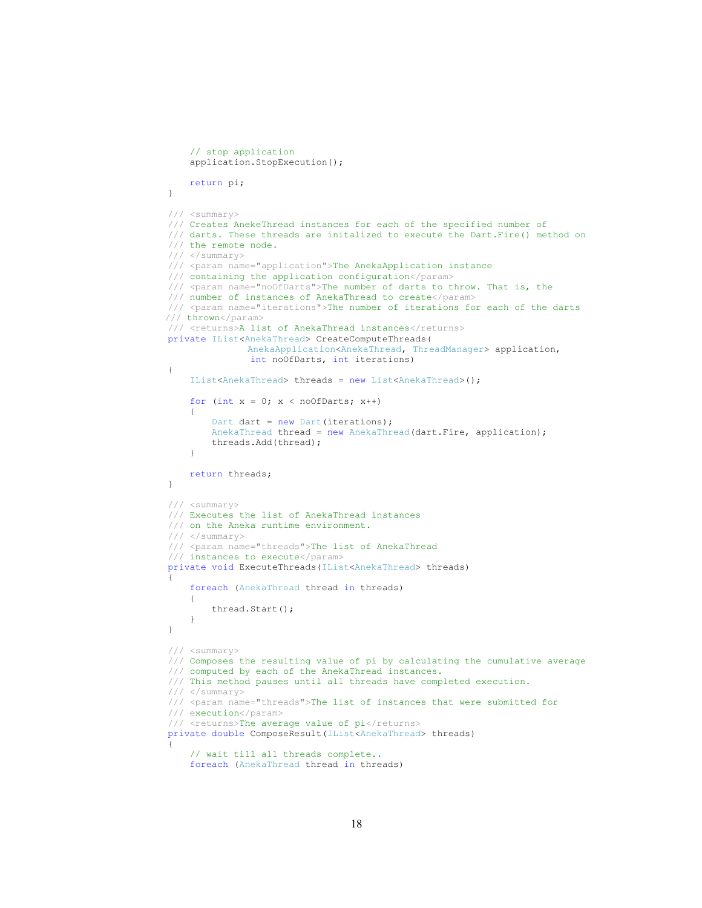```
    // stop application
    application.StopExecution();

    return pi;
}

/// <summary>
/// Creates AnekeThread instances for each of the specified number of
/// darts. These threads are initalized to execute the Dart.Fire() method on
/// the remote node.
/// </summary>
/// <param name="application">The AnekaApplication instance
/// containing the application configuration</param>
/// <param name="noOfDarts">The number of darts to throw. That is, the
/// number of instances of AnekaThread to create</param>
/// <param name="iterations">The number of iterations for each of the darts
/// thrown</param>
/// <returns>A list of AnekaThread instances</returns>
private IList<AnekaThread> CreateComputeThreads(
              AnekaApplication<AnekaThread, ThreadManager> application,
               int noOfDarts, int iterations)
{
    IList<AnekaThread> threads = new List<AnekaThread>();

    for (int x = 0; x < noOfDarts; x++)
    {
        Dart dart = new Dart(iterations);
        AnekaThread thread = new AnekaThread(dart.Fire, application);
        threads.Add(thread);
    }

    return threads;
}

/// <summary>
/// Executes the list of AnekaThread instances
/// on the Aneka runtime environment.
/// </summary>
/// <param name="threads">The list of AnekaThread
/// instances to execute</param>
private void ExecuteThreads(IList<AnekaThread> threads)
{
    foreach (AnekaThread thread in threads)
    {
        thread.Start();
    }
}

/// <summary>
/// Composes the resulting value of pi by calculating the cumulative average
/// computed by each of the AnekaThread instances.
/// This method pauses until all threads have completed execution.
/// </summary>
/// <param name="threads">The list of instances that were submitted for
/// execution</param>
/// <returns>The average value of pi</returns>
private double ComposeResult(IList<AnekaThread> threads)
{
    // wait till all threads complete..
    foreach (AnekaThread thread in threads)
```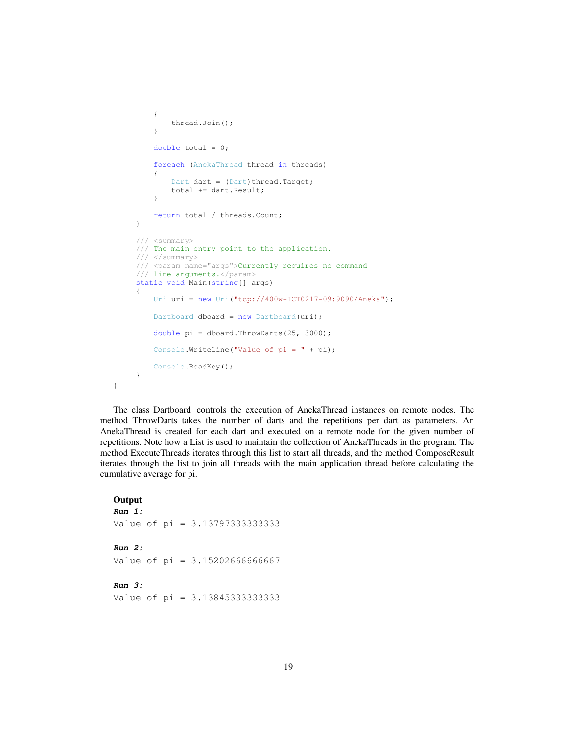```
            {
                thread.Join();
            }

            double total = 0;

            foreach (AnekaThread thread in threads)
            {
                Dart dart = (Dart)thread.Target;
                total += dart.Result;
            }

            return total / threads.Count;
        }

        /// <summary>
        /// The main entry point to the application.
        /// </summary>
        /// <param name="args">Currently requires no command
        /// line arguments.</param>
        static void Main(string[] args)
        {
            Uri uri = new Uri("tcp://400w-ICT0217-09:9090/Aneka");

            Dartboard dboard = new Dartboard(uri);

            double pi = dboard.ThrowDarts(25, 3000);

            Console.WriteLine("Value of pi = " + pi);

            Console.ReadKey();
        }
    }
```

The class Dartboard controls the execution of AnekaThread instances on remote nodes. The method ThrowDarts takes the number of darts and the repetitions per dart as parameters. An AnekaThread is created for each dart and executed on a remote node for the given number of repetitions. Note how a List is used to maintain the collection of AnekaThreads in the program. The method ExecuteThreads iterates through this list to start all threads, and the method ComposeResult iterates through the list to join all threads with the main application thread before calculating the cumulative average for pi.

**Output**

***Run 1:***

```
Value of pi = 3.13797333333333
```

***Run 2:***

```
Value of pi = 3.15202666666667
```

***Run 3:***

```
Value of pi = 3.13845333333333
```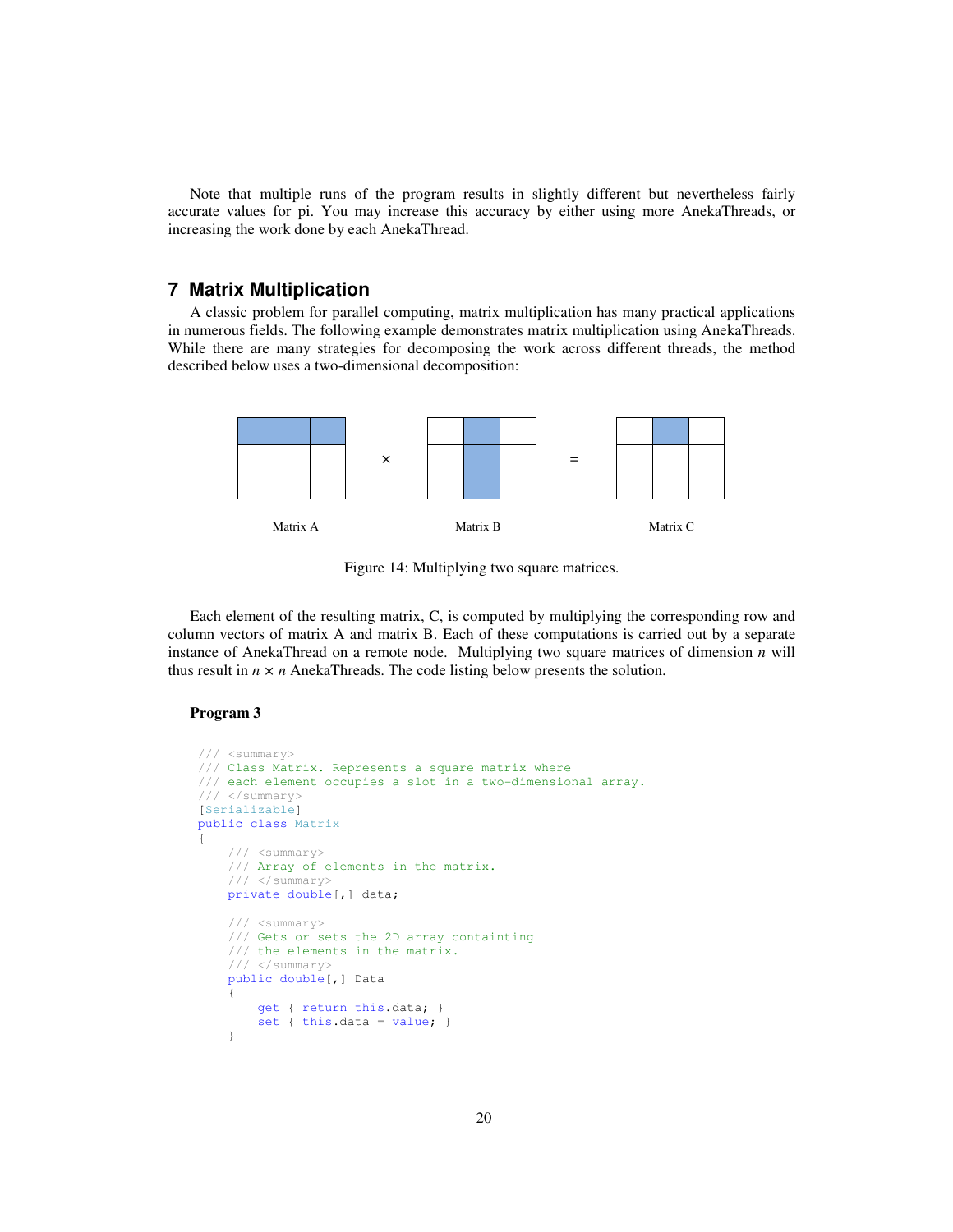Note that multiple runs of the program results in slightly different but nevertheless fairly accurate values for pi. You may increase this accuracy by either using more AnekaThreads, or increasing the work done by each AnekaThread.

## 7 Matrix Multiplication

A classic problem for parallel computing, matrix multiplication has many practical applications in numerous fields. The following example demonstrates matrix multiplication using AnekaThreads. While there are many strategies for decomposing the work across different threads, the method described below uses a two-dimensional decomposition:

Matrix A × Matrix B = Matrix C

Figure 14: Multiplying two square matrices.

Each element of the resulting matrix, C, is computed by multiplying the corresponding row and column vectors of matrix A and matrix B. Each of these computations is carried out by a separate instance of AnekaThread on a remote node. Multiplying two square matrices of dimension $n$ will thus result in $n \times n$ AnekaThreads. The code listing below presents the solution.

**Program 3**

```
/// <summary>
/// Class Matrix. Represents a square matrix where
/// each element occupies a slot in a two-dimensional array.
/// </summary>
[Serializable]
public class Matrix
{
    /// <summary>
    /// Array of elements in the matrix.
    /// </summary>
    private double[,] data;

    /// <summary>
    /// Gets or sets the 2D array containting
    /// the elements in the matrix.
    /// </summary>
    public double[,] Data
    {
        get { return this.data; }
        set { this.data = value; }
    }
```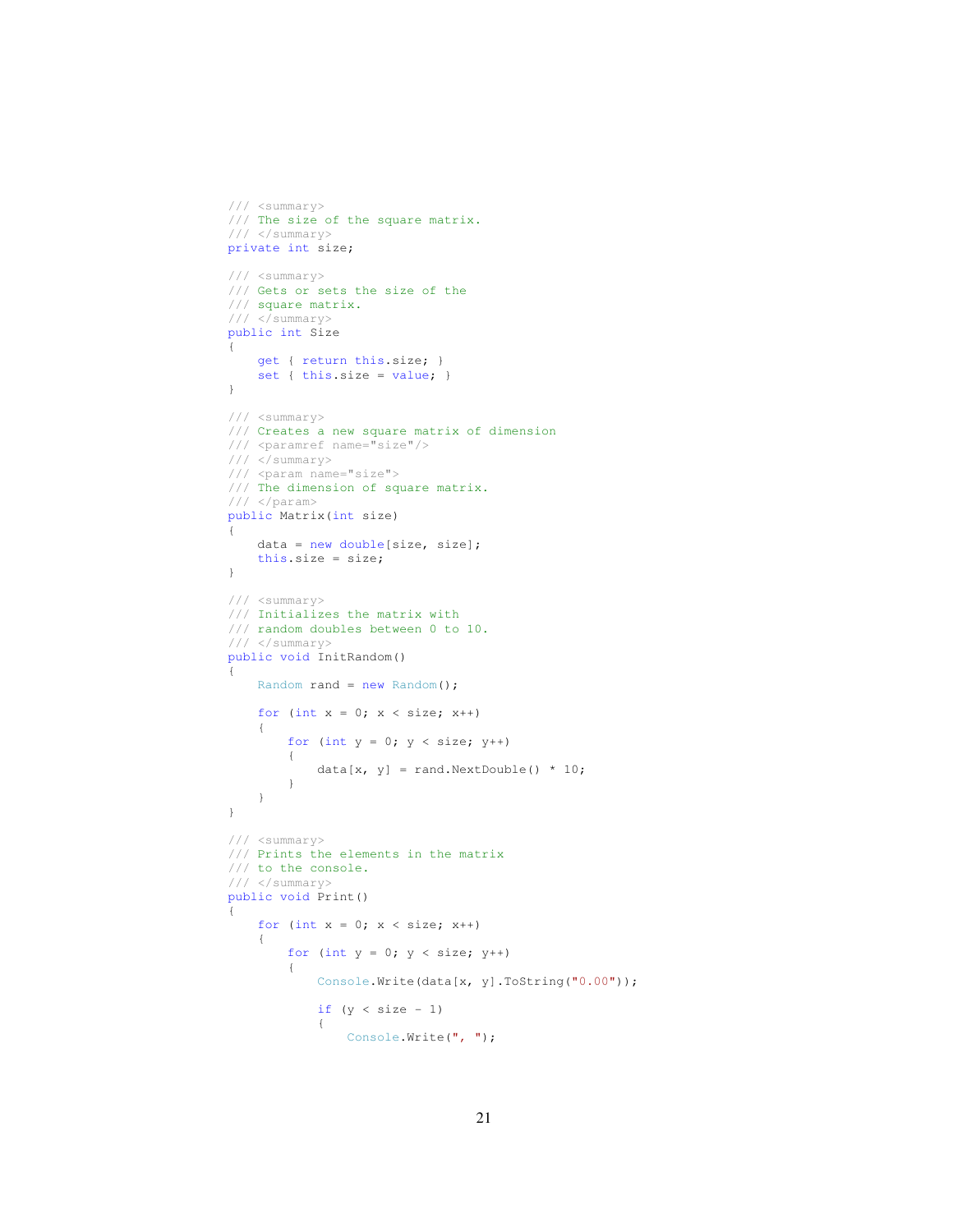```
/// <summary>
/// The size of the square matrix.
/// </summary>
private int size;

/// <summary>
/// Gets or sets the size of the
/// square matrix.
/// </summary>
public int Size
{
    get { return this.size; }
    set { this.size = value; }
}

/// <summary>
/// Creates a new square matrix of dimension
/// <paramref name="size"/>
/// </summary>
/// <param name="size">
/// The dimension of square matrix.
/// </param>
public Matrix(int size)
{
    data = new double[size, size];
    this.size = size;
}

/// <summary>
/// Initializes the matrix with
/// random doubles between 0 to 10.
/// </summary>
public void InitRandom()
{
    Random rand = new Random();

    for (int x = 0; x < size; x++)
    {
        for (int y = 0; y < size; y++)
        {
            data[x, y] = rand.NextDouble() * 10;
        }
    }
}

/// <summary>
/// Prints the elements in the matrix
/// to the console.
/// </summary>
public void Print()
{
    for (int x = 0; x < size; x++)
    {
        for (int y = 0; y < size; y++)
        {
            Console.Write(data[x, y].ToString("0.00"));

            if (y < size - 1)
            {
                Console.Write(", ");
```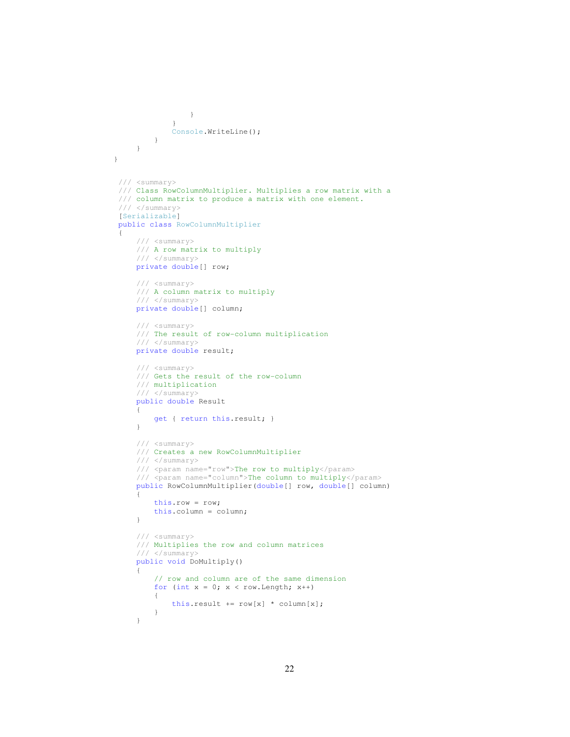```
                }
            }
            Console.WriteLine();
        }
    }
}


/// <summary>
/// Class RowColumnMultiplier. Multiplies a row matrix with a
/// column matrix to produce a matrix with one element.
/// </summary>
[Serializable]
public class RowColumnMultiplier
{
    /// <summary>
    /// A row matrix to multiply
    /// </summary>
    private double[] row;

    /// <summary>
    /// A column matrix to multiply
    /// </summary>
    private double[] column;

    /// <summary>
    /// The result of row-column multiplication
    /// </summary>
    private double result;

    /// <summary>
    /// Gets the result of the row-column
    /// multiplication
    /// </summary>
    public double Result
    {
        get { return this.result; }
    }

    /// <summary>
    /// Creates a new RowColumnMultiplier
    /// </summary>
    /// <param name="row">The row to multiply</param>
    /// <param name="column">The column to multiply</param>
    public RowColumnMultiplier(double[] row, double[] column)
    {
        this.row = row;
        this.column = column;
    }

    /// <summary>
    /// Multiplies the row and column matrices
    /// </summary>
    public void DoMultiply()
    {
        // row and column are of the same dimension
        for (int x = 0; x < row.Length; x++)
        {
            this.result += row[x] * column[x];
        }
    }
```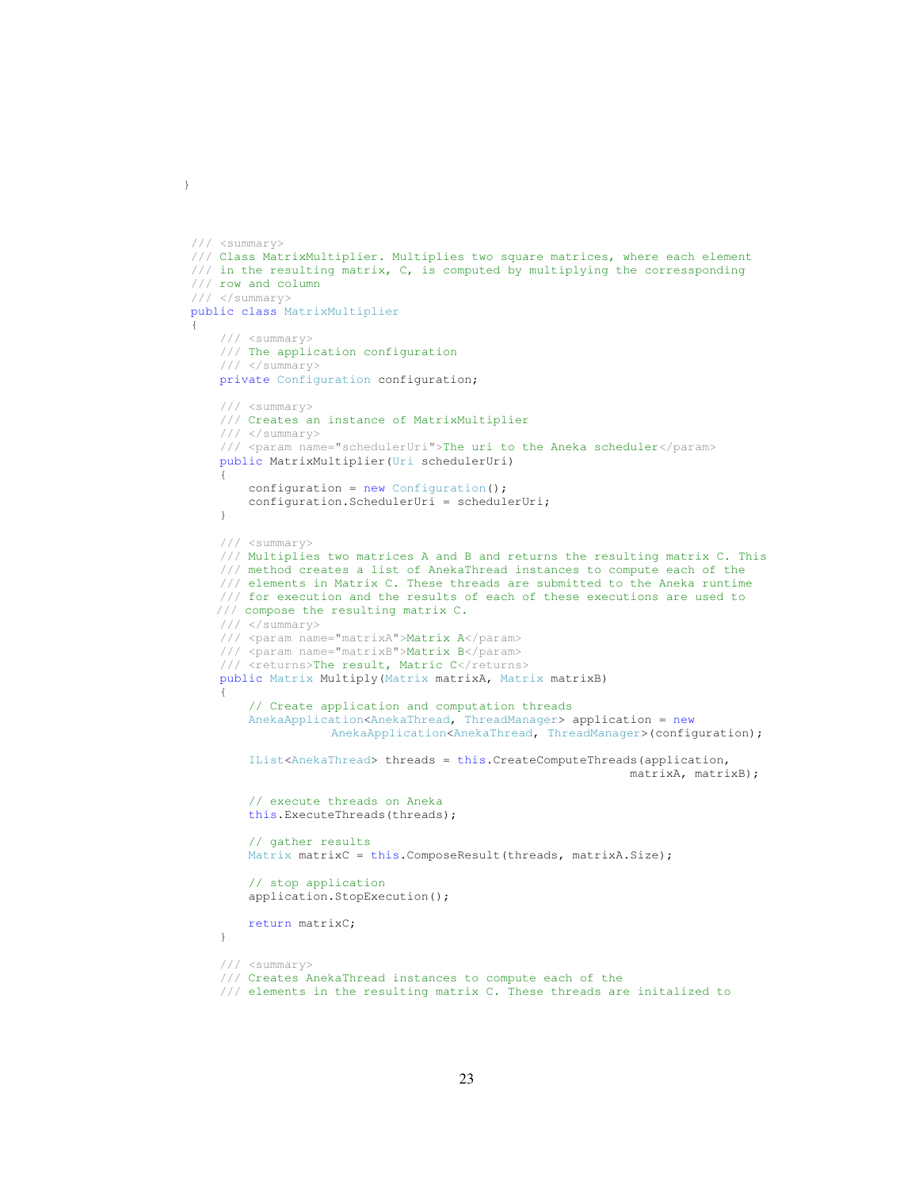```
}
```

```
/// <summary>
/// Class MatrixMultiplier. Multiplies two square matrices, where each element
/// in the resulting matrix, C, is computed by multiplying the corressponding
/// row and column
/// </summary>
public class MatrixMultiplier
{
    /// <summary>
    /// The application configuration
    /// </summary>
    private Configuration configuration;

    /// <summary>
    /// Creates an instance of MatrixMultiplier
    /// </summary>
    /// <param name="schedulerUri">The uri to the Aneka scheduler</param>
    public MatrixMultiplier(Uri schedulerUri)
    {
        configuration = new Configuration();
        configuration.SchedulerUri = schedulerUri;
    }

    /// <summary>
    /// Multiplies two matrices A and B and returns the resulting matrix C. This
    /// method creates a list of AnekaThread instances to compute each of the
    /// elements in Matrix C. These threads are submitted to the Aneka runtime
    /// for execution and the results of each of these executions are used to
    /// compose the resulting matrix C.
    /// </summary>
    /// <param name="matrixA">Matrix A</param>
    /// <param name="matrixB">Matrix B</param>
    /// <returns>The result, Matric C</returns>
    public Matrix Multiply(Matrix matrixA, Matrix matrixB)
    {
        // Create application and computation threads
        AnekaApplication<AnekaThread, ThreadManager> application = new
                    AnekaApplication<AnekaThread, ThreadManager>(configuration);

        IList<AnekaThread> threads = this.CreateComputeThreads(application,
                                                                matrixA, matrixB);

        // execute threads on Aneka
        this.ExecuteThreads(threads);

        // gather results
        Matrix matrixC = this.ComposeResult(threads, matrixA.Size);

        // stop application
        application.StopExecution();

        return matrixC;
    }

    /// <summary>
    /// Creates AnekaThread instances to compute each of the
    /// elements in the resulting matrix C. These threads are initalized to
```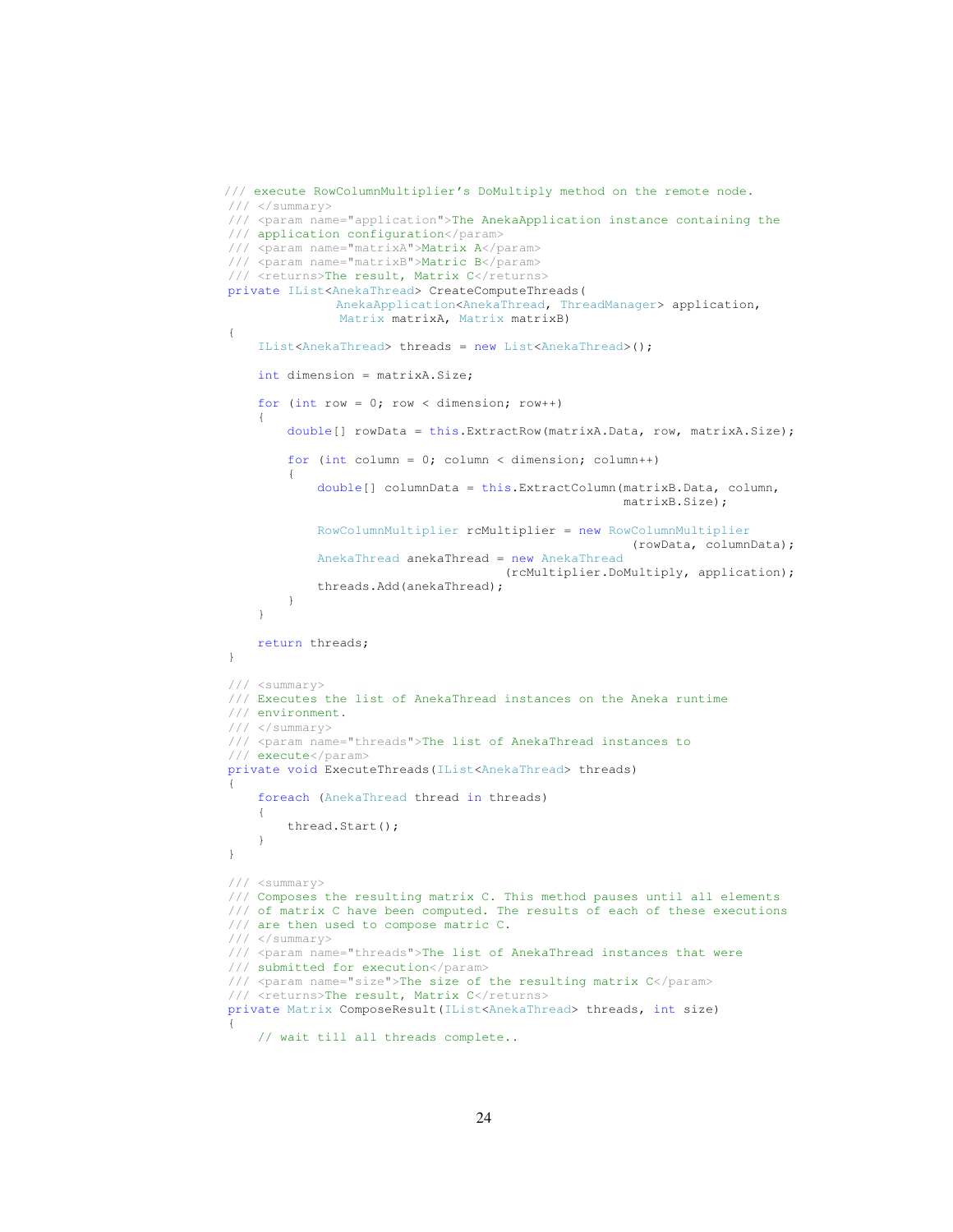```
/// execute RowColumnMultiplier's DoMultiply method on the remote node.
/// </summary>
/// <param name="application">The AnekaApplication instance containing the
/// application configuration</param>
/// <param name="matrixA">Matrix A</param>
/// <param name="matrixB">Matric B</param>
/// <returns>The result, Matrix C</returns>
private IList<AnekaThread> CreateComputeThreads(
              AnekaApplication<AnekaThread, ThreadManager> application,
               Matrix matrixA, Matrix matrixB)
{
    IList<AnekaThread> threads = new List<AnekaThread>();

    int dimension = matrixA.Size;

    for (int row = 0; row < dimension; row++)
    {
        double[] rowData = this.ExtractRow(matrixA.Data, row, matrixA.Size);

        for (int column = 0; column < dimension; column++)
        {
            double[] columnData = this.ExtractColumn(matrixB.Data, column,
                                                      matrixB.Size);

            RowColumnMultiplier rcMultiplier = new RowColumnMultiplier
                                                       (rowData, columnData);
            AnekaThread anekaThread = new AnekaThread
                                (rcMultiplier.DoMultiply, application);
            threads.Add(anekaThread);
        }
    }

    return threads;
}

/// <summary>
/// Executes the list of AnekaThread instances on the Aneka runtime
/// environment.
/// </summary>
/// <param name="threads">The list of AnekaThread instances to
/// execute</param>
private void ExecuteThreads(IList<AnekaThread> threads)
{
    foreach (AnekaThread thread in threads)
    {
        thread.Start();
    }
}

/// <summary>
/// Composes the resulting matrix C. This method pauses until all elements
/// of matrix C have been computed. The results of each of these executions
/// are then used to compose matric C.
/// </summary>
/// <param name="threads">The list of AnekaThread instances that were
/// submitted for execution</param>
/// <param name="size">The size of the resulting matrix C</param>
/// <returns>The result, Matrix C</returns>
private Matrix ComposeResult(IList<AnekaThread> threads, int size)
{
    // wait till all threads complete..
```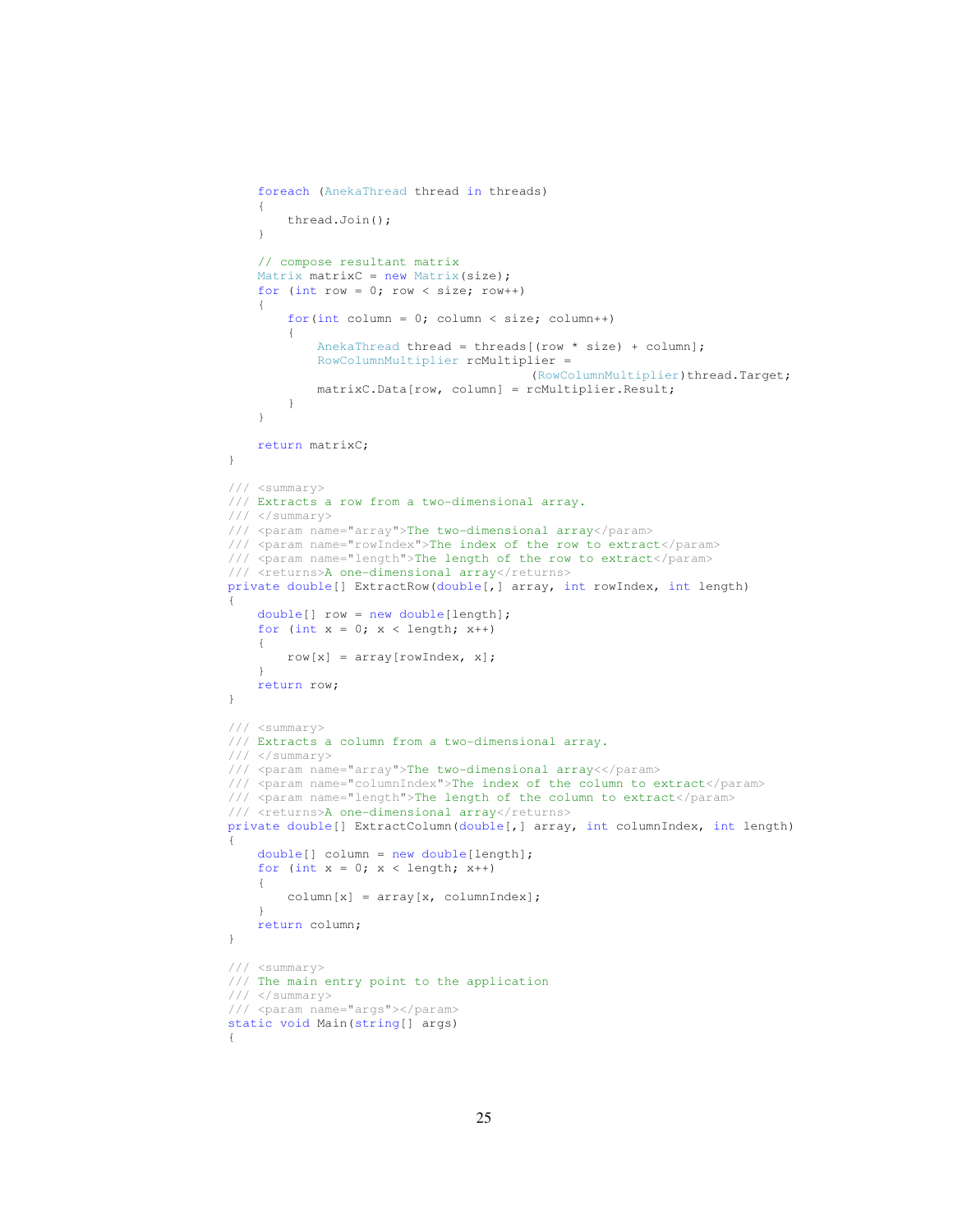```
    foreach (AnekaThread thread in threads)
    {
        thread.Join();
    }

    // compose resultant matrix
    Matrix matrixC = new Matrix(size);
    for (int row = 0; row < size; row++)
    {
        for(int column = 0; column < size; column++)
        {
            AnekaThread thread = threads[(row * size) + column];
            RowColumnMultiplier rcMultiplier =
                                         (RowColumnMultiplier)thread.Target;
            matrixC.Data[row, column] = rcMultiplier.Result;
        }
    }

    return matrixC;
}

/// <summary>
/// Extracts a row from a two-dimensional array.
/// </summary>
/// <param name="array">The two-dimensional array</param>
/// <param name="rowIndex">The index of the row to extract</param>
/// <param name="length">The length of the row to extract</param>
/// <returns>A one-dimensional array</returns>
private double[] ExtractRow(double[,] array, int rowIndex, int length)
{
    double[] row = new double[length];
    for (int x = 0; x < length; x++)
    {
        row[x] = array[rowIndex, x];
    }
    return row;
}

/// <summary>
/// Extracts a column from a two-dimensional array.
/// </summary>
/// <param name="array">The two-dimensional array<</param>
/// <param name="columnIndex">The index of the column to extract</param>
/// <param name="length">The length of the column to extract</param>
/// <returns>A one-dimensional array</returns>
private double[] ExtractColumn(double[,] array, int columnIndex, int length)
{
    double[] column = new double[length];
    for (int x = 0; x < length; x++)
    {
        column[x] = array[x, columnIndex];
    }
    return column;
}

/// <summary>
/// The main entry point to the application
/// </summary>
/// <param name="args"></param>
static void Main(string[] args)
{
```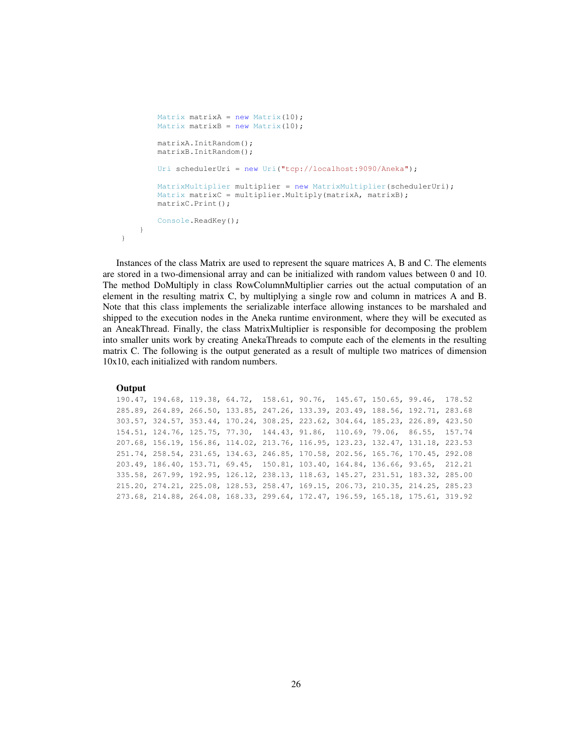```
            Matrix matrixA = new Matrix(10);
            Matrix matrixB = new Matrix(10);

            matrixA.InitRandom();
            matrixB.InitRandom();

            Uri schedulerUri = new Uri("tcp://localhost:9090/Aneka");

            MatrixMultiplier multiplier = new MatrixMultiplier(schedulerUri);
            Matrix matrixC = multiplier.Multiply(matrixA, matrixB);
            matrixC.Print();

            Console.ReadKey();
        }
    }
```

Instances of the class Matrix are used to represent the square matrices A, B and C. The elements are stored in a two-dimensional array and can be initialized with random values between 0 and 10. The method DoMultiply in class RowColumnMultiplier carries out the actual computation of an element in the resulting matrix C, by multiplying a single row and column in matrices A and B. Note that this class implements the serializable interface allowing instances to be marshaled and shipped to the execution nodes in the Aneka runtime environment, where they will be executed as an AneakThread. Finally, the class MatrixMultiplier is responsible for decomposing the problem into smaller units work by creating AnekaThreads to compute each of the elements in the resulting matrix C. The following is the output generated as a result of multiple two matrices of dimension 10x10, each initialized with random numbers.

**Output**

```
190.47, 194.68, 119.38, 64.72,  158.61, 90.76,  145.67, 150.65, 99.46,  178.52
285.89, 264.89, 266.50, 133.85, 247.26, 133.39, 203.49, 188.56, 192.71, 283.68
303.57, 324.57, 353.44, 170.24, 308.25, 223.62, 304.64, 185.23, 226.89, 423.50
154.51, 124.76, 125.75, 77.30,  144.43, 91.86,  110.69, 79.06,  86.55,  157.74
207.68, 156.19, 156.86, 114.02, 213.76, 116.95, 123.23, 132.47, 131.18, 223.53
251.74, 258.54, 231.65, 134.63, 246.85, 170.58, 202.56, 165.76, 170.45, 292.08
203.49, 186.40, 153.71, 69.45,  150.81, 103.40, 164.84, 136.66, 93.65,  212.21
335.58, 267.99, 192.95, 126.12, 238.13, 118.63, 145.27, 231.51, 183.32, 285.00
215.20, 274.21, 225.08, 128.53, 258.47, 169.15, 206.73, 210.35, 214.25, 285.23
273.68, 214.88, 264.08, 168.33, 299.64, 172.47, 196.59, 165.18, 175.61, 319.92
```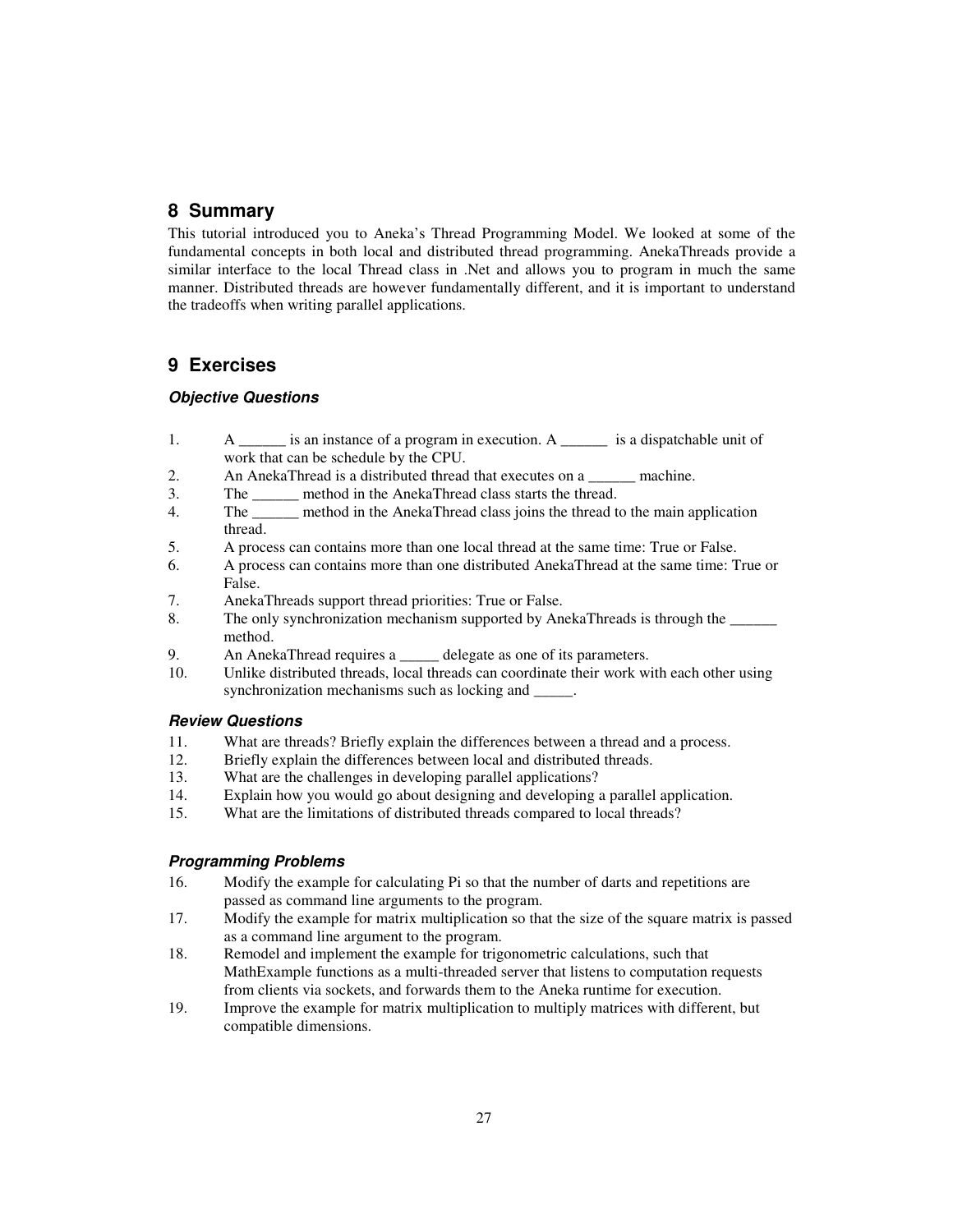## 8 Summary

This tutorial introduced you to Aneka's Thread Programming Model. We looked at some of the fundamental concepts in both local and distributed thread programming. AnekaThreads provide a similar interface to the local Thread class in .Net and allows you to program in much the same manner. Distributed threads are however fundamentally different, and it is important to understand the tradeoffs when writing parallel applications.

## 9 Exercises

### *Objective Questions*

1. A ______ is an instance of a program in execution. A ______ is a dispatchable unit of work that can be schedule by the CPU.
2. An AnekaThread is a distributed thread that executes on a ______ machine.
3. The ______ method in the AnekaThread class starts the thread.
4. The ______ method in the AnekaThread class joins the thread to the main application thread.
5. A process can contains more than one local thread at the same time: True or False.
6. A process can contains more than one distributed AnekaThread at the same time: True or False.
7. AnekaThreads support thread priorities: True or False.
8. The only synchronization mechanism supported by AnekaThreads is through the ______ method.
9. An AnekaThread requires a _____ delegate as one of its parameters.
10. Unlike distributed threads, local threads can coordinate their work with each other using synchronization mechanisms such as locking and _____.

### *Review Questions*

11. What are threads? Briefly explain the differences between a thread and a process.
12. Briefly explain the differences between local and distributed threads.
13. What are the challenges in developing parallel applications?
14. Explain how you would go about designing and developing a parallel application.
15. What are the limitations of distributed threads compared to local threads?

### *Programming Problems*

16. Modify the example for calculating Pi so that the number of darts and repetitions are passed as command line arguments to the program.
17. Modify the example for matrix multiplication so that the size of the square matrix is passed as a command line argument to the program.
18. Remodel and implement the example for trigonometric calculations, such that MathExample functions as a multi-threaded server that listens to computation requests from clients via sockets, and forwards them to the Aneka runtime for execution.
19. Improve the example for matrix multiplication to multiply matrices with different, but compatible dimensions.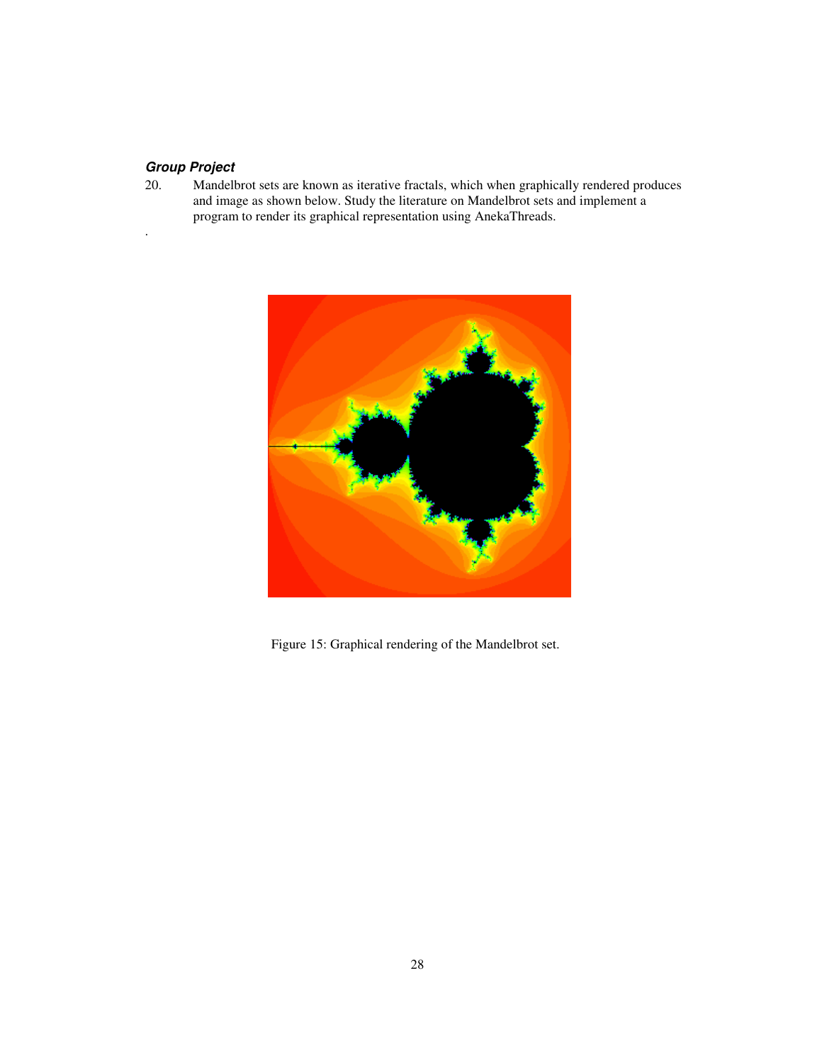***Group Project***

20. Mandelbrot sets are known as iterative fractals, which when graphically rendered produces and image as shown below. Study the literature on Mandelbrot sets and implement a program to render its graphical representation using AnekaThreads.

.

Figure 15: Graphical rendering of the Mandelbrot set.